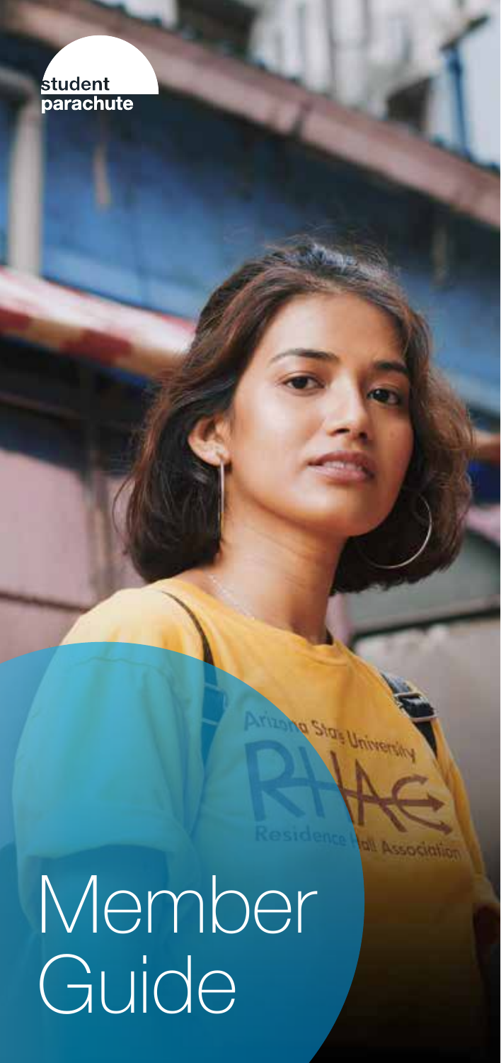student parachute

# Member Guide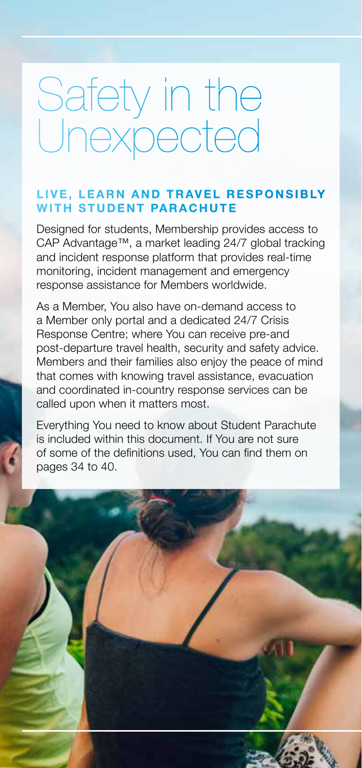# Safety in the Unexpected

## LIVE, LEARN AND TRAVEL RESPONSIBLY WITH STUDENT PARACHUTE

Designed for students, Membership provides access to CAP Advantage™, a market leading 24/7 global tracking and incident response platform that provides real-time monitoring, incident management and emergency response assistance for Members worldwide.

As a Member, You also have on-demand access to a Member only portal and a dedicated 24/7 Crisis Response Centre; where You can receive pre-and post-departure travel health, security and safety advice. Members and their families also enjoy the peace of mind that comes with knowing travel assistance, evacuation and coordinated in-country response services can be called upon when it matters most.

Everything You need to know about Student Parachute is included within this document. If You are not sure of some of the definitions used, You can find them on pages 34 to 40.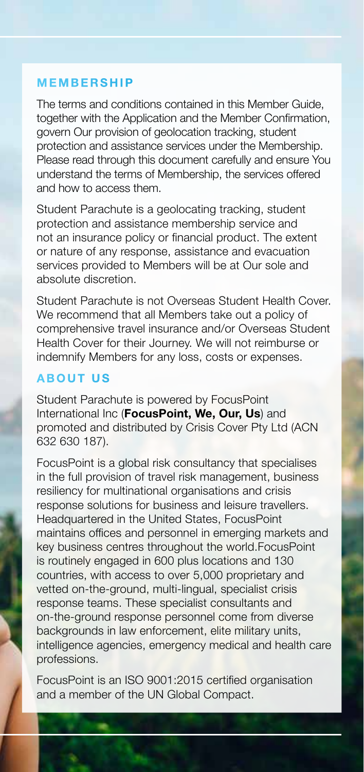## MEMBERSHIP

The terms and conditions contained in this Member Guide, together with the Application and the Member Confirmation, govern Our provision of geolocation tracking, student protection and assistance services under the Membership. Please read through this document carefully and ensure You understand the terms of Membership, the services offered and how to access them.

Student Parachute is a geolocating tracking, student protection and assistance membership service and not an insurance policy or financial product. The extent or nature of any response, assistance and evacuation services provided to Members will be at Our sole and absolute discretion.

Student Parachute is not Overseas Student Health Cover. We recommend that all Members take out a policy of comprehensive travel insurance and/or Overseas Student Health Cover for their Journey. We will not reimburse or indemnify Members for any loss, costs or expenses.

## ABOUT US

Student Parachute is powered by FocusPoint International Inc (**FocusPoint, We, Our, Us**) and promoted and distributed by Crisis Cover Pty Ltd (ACN 632 630 187).

FocusPoint is a global risk consultancy that specialises in the full provision of travel risk management, business resiliency for multinational organisations and crisis response solutions for business and leisure travellers. Headquartered in the United States, FocusPoint maintains offices and personnel in emerging markets and key business centres throughout the world.FocusPoint is routinely engaged in 600 plus locations and 130 countries, with access to over 5,000 proprietary and vetted on-the-ground, multi-lingual, specialist crisis response teams. These specialist consultants and on-the-ground response personnel come from diverse backgrounds in law enforcement, elite military units, intelligence agencies, emergency medical and health care professions.

FocusPoint is an ISO 9001:2015 certified organisation and a member of the UN Global Compact.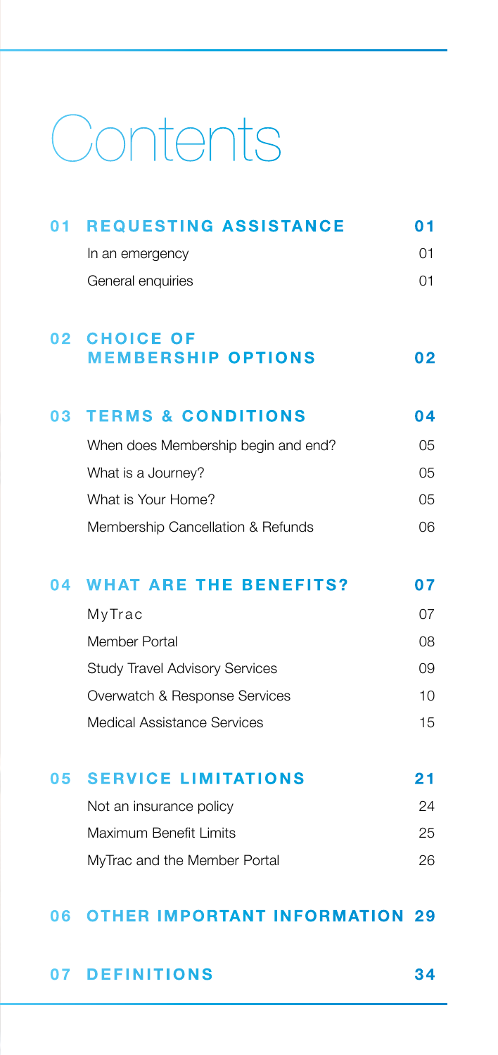# Contents

| | | |
|---|---|---|
| **01** | **REQUESTING ASSISTANCE** | **01** |
| | In an emergency | 01 |
| | General enquiries | 01 |
| **02** | **CHOICE OF MEMBERSHIP OPTIONS** | **02** |
| **03** | **TERMS & CONDITIONS** | **04** |
| | When does Membership begin and end? | 05 |
| | What is a Journey? | 05 |
| | What is Your Home? | 05 |
| | Membership Cancellation & Refunds | 06 |
| **04** | **WHAT ARE THE BENEFITS?** | **07** |
| | MyTrac | 07 |
| | Member Portal | 08 |
| | Study Travel Advisory Services | 09 |
| | Overwatch & Response Services | 10 |
| | Medical Assistance Services | 15 |
| **05** | **SERVICE LIMITATIONS** | **21** |
| | Not an insurance policy | 24 |
| | Maximum Benefit Limits | 25 |
| | MyTrac and the Member Portal | 26 |
| **06** | **OTHER IMPORTANT INFORMATION** | **29** |
| **07** | **DEFINITIONS** | **34** |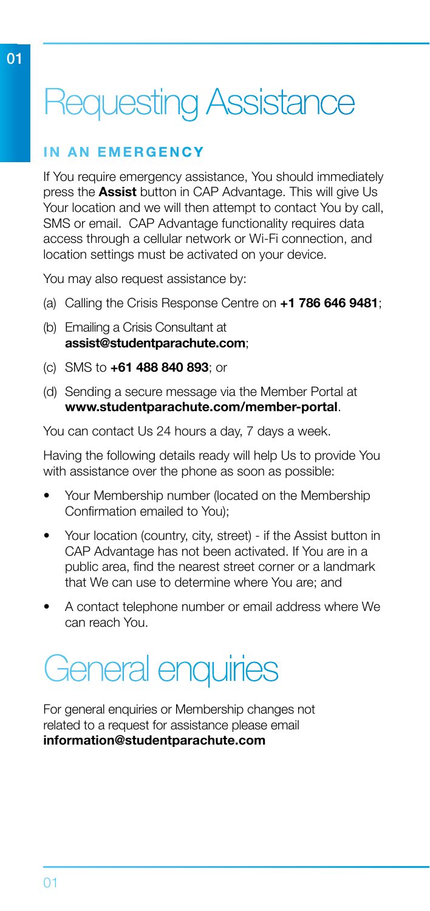# Requesting Assistance

### IN AN EMERGENCY

If You require emergency assistance, You should immediately press the **Assist** button in CAP Advantage. This will give Us Your location and we will then attempt to contact You by call, SMS or email. CAP Advantage functionality requires data access through a cellular network or Wi-Fi connection, and location settings must be activated on your device.

You may also request assistance by:

(a) Calling the Crisis Response Centre on **+1 786 646 9481**;

(b) Emailing a Crisis Consultant at **assist@studentparachute.com**;

(c) SMS to **+61 488 840 893**; or

(d) Sending a secure message via the Member Portal at **www.studentparachute.com/member-portal**.

You can contact Us 24 hours a day, 7 days a week.

Having the following details ready will help Us to provide You with assistance over the phone as soon as possible:

- Your Membership number (located on the Membership Confirmation emailed to You);
- Your location (country, city, street) - if the Assist button in CAP Advantage has not been activated. If You are in a public area, find the nearest street corner or a landmark that We can use to determine where You are; and
- A contact telephone number or email address where We can reach You.

# General enquiries

For general enquiries or Membership changes not related to a request for assistance please email **information@studentparachute.com**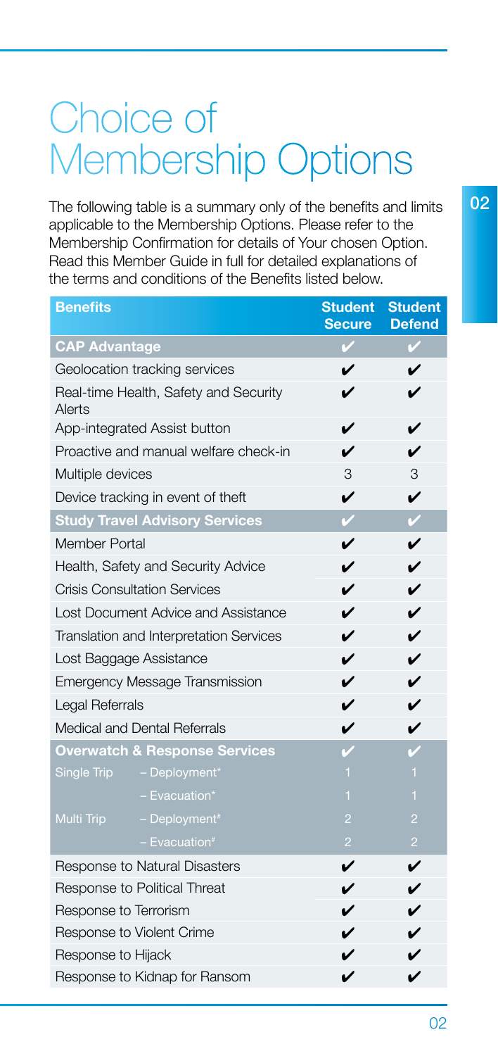# Choice of Membership Options

The following table is a summary only of the benefits and limits applicable to the Membership Options. Please refer to the Membership Confirmation for details of Your chosen Option. Read this Member Guide in full for detailed explanations of the terms and conditions of the Benefits listed below.

| Benefits | | Student Secure | Student Defend |
|---|---|---|---|
| **CAP Advantage** | | ✔ | ✔ |
| Geolocation tracking services | | ✔ | ✔ |
| Real-time Health, Safety and Security Alerts | | ✔ | ✔ |
| App-integrated Assist button | | ✔ | ✔ |
| Proactive and manual welfare check-in | | ✔ | ✔ |
| Multiple devices | | 3 | 3 |
| Device tracking in event of theft | | ✔ | ✔ |
| **Study Travel Advisory Services** | | ✔ | ✔ |
| Member Portal | | ✔ | ✔ |
| Health, Safety and Security Advice | | ✔ | ✔ |
| Crisis Consultation Services | | ✔ | ✔ |
| Lost Document Advice and Assistance | | ✔ | ✔ |
| Translation and Interpretation Services | | ✔ | ✔ |
| Lost Baggage Assistance | | ✔ | ✔ |
| Emergency Message Transmission | | ✔ | ✔ |
| Legal Referrals | | ✔ | ✔ |
| Medical and Dental Referrals | | ✔ | ✔ |
| **Overwatch & Response Services** | | ✔ | ✔ |
| Single Trip | – Deployment* | 1 | 1 |
| | – Evacuation* | 1 | 1 |
| Multi Trip | – Deployment# | 2 | 2 |
| | – Evacuation# | 2 | 2 |
| Response to Natural Disasters | | ✔ | ✔ |
| Response to Political Threat | | ✔ | ✔ |
| Response to Terrorism | | ✔ | ✔ |
| Response to Violent Crime | | ✔ | ✔ |
| Response to Hijack | | ✔ | ✔ |
| Response to Kidnap for Ransom | | ✔ | ✔ |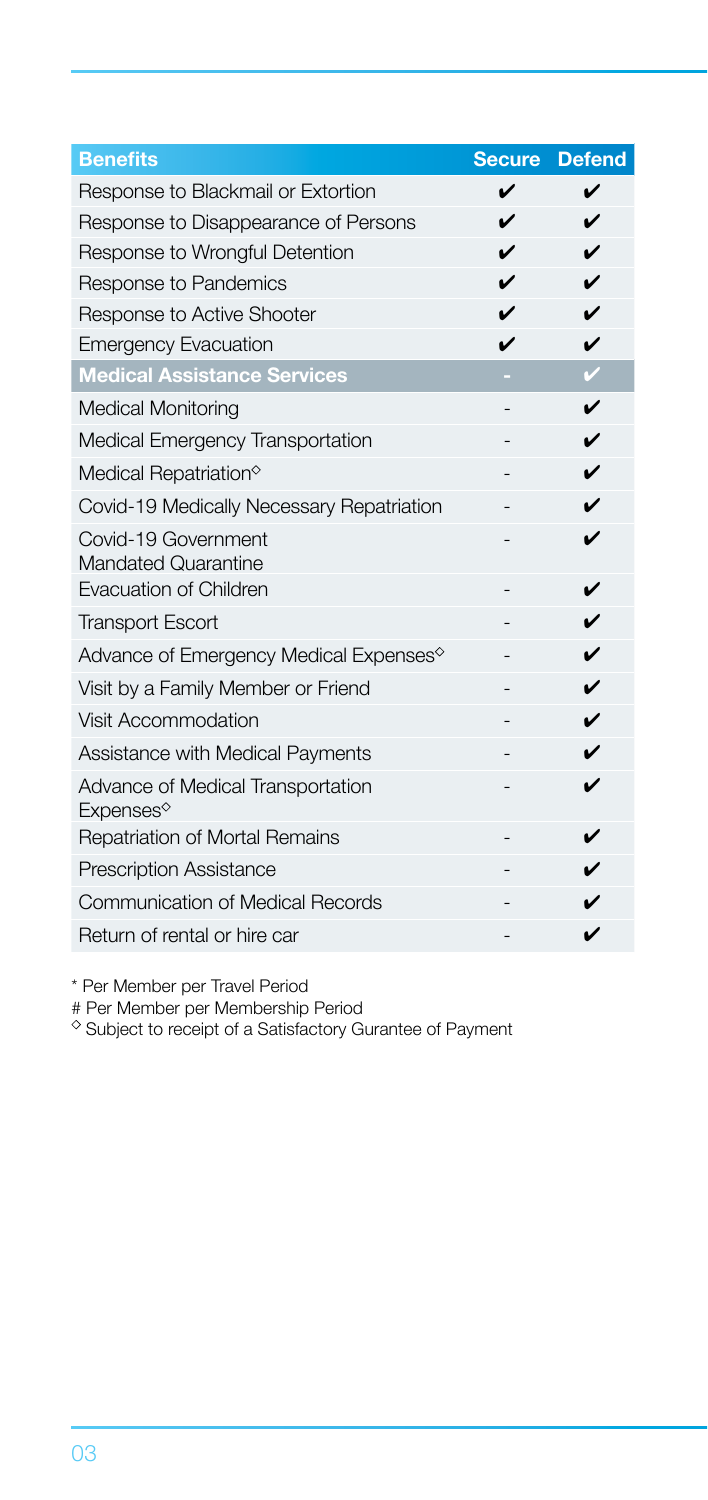| Benefits | Secure | Defend |
| --- | --- | --- |
| Response to Blackmail or Extortion | ✔ | ✔ |
| Response to Disappearance of Persons | ✔ | ✔ |
| Response to Wrongful Detention | ✔ | ✔ |
| Response to Pandemics | ✔ | ✔ |
| Response to Active Shooter | ✔ | ✔ |
| Emergency Evacuation | ✔ | ✔ |
| **Medical Assistance Services** | - | ✔ |
| Medical Monitoring | - | ✔ |
| Medical Emergency Transportation | - | ✔ |
| Medical Repatriation◇ | - | ✔ |
| Covid-19 Medically Necessary Repatriation | - | ✔ |
| Covid-19 Government Mandated Quarantine | - | ✔ |
| Evacuation of Children | - | ✔ |
| Transport Escort | - | ✔ |
| Advance of Emergency Medical Expenses◇ | - | ✔ |
| Visit by a Family Member or Friend | - | ✔ |
| Visit Accommodation | - | ✔ |
| Assistance with Medical Payments | - | ✔ |
| Advance of Medical Transportation Expenses◇ | - | ✔ |
| Repatriation of Mortal Remains | - | ✔ |
| Prescription Assistance | - | ✔ |
| Communication of Medical Records | - | ✔ |
| Return of rental or hire car | - | ✔ |

* Per Member per Travel Period

# Per Member per Membership Period

◇ Subject to receipt of a Satisfactory Gurantee of Payment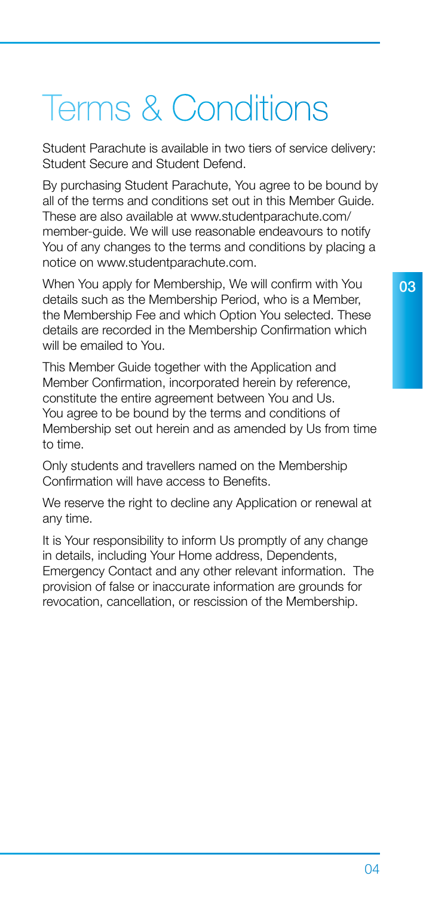# Terms & Conditions

Student Parachute is available in two tiers of service delivery: Student Secure and Student Defend.

By purchasing Student Parachute, You agree to be bound by all of the terms and conditions set out in this Member Guide. These are also available at www.studentparachute.com/member-guide. We will use reasonable endeavours to notify You of any changes to the terms and conditions by placing a notice on www.studentparachute.com.

When You apply for Membership, We will confirm with You details such as the Membership Period, who is a Member, the Membership Fee and which Option You selected. These details are recorded in the Membership Confirmation which will be emailed to You.

This Member Guide together with the Application and Member Confirmation, incorporated herein by reference, constitute the entire agreement between You and Us. You agree to be bound by the terms and conditions of Membership set out herein and as amended by Us from time to time.

Only students and travellers named on the Membership Confirmation will have access to Benefits.

We reserve the right to decline any Application or renewal at any time.

It is Your responsibility to inform Us promptly of any change in details, including Your Home address, Dependents, Emergency Contact and any other relevant information. The provision of false or inaccurate information are grounds for revocation, cancellation, or rescission of the Membership.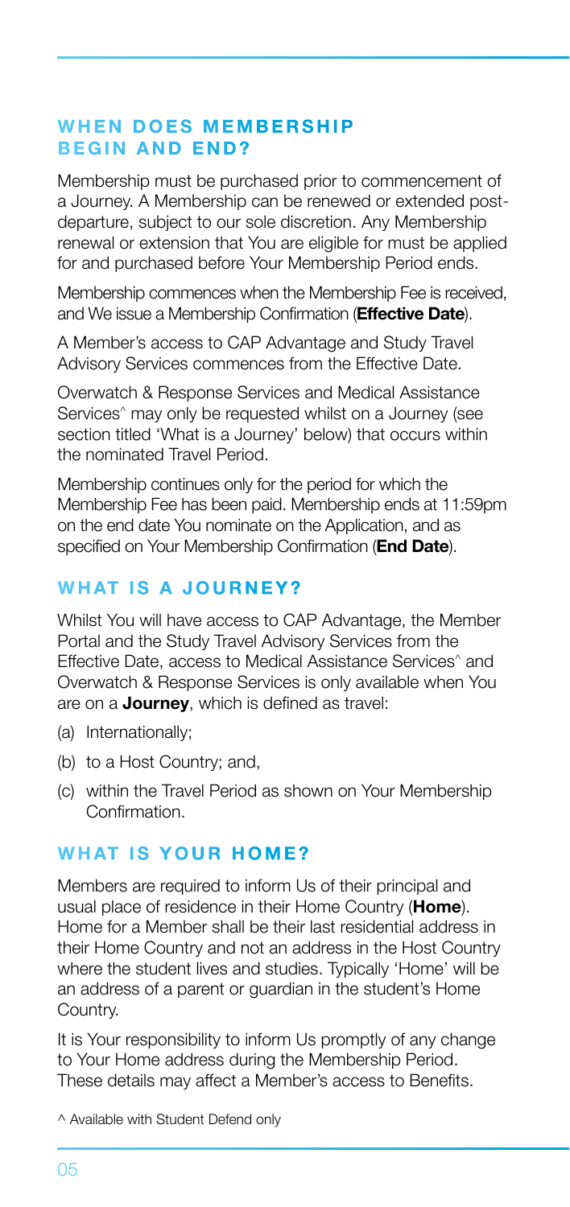## WHEN DOES MEMBERSHIP BEGIN AND END?

Membership must be purchased prior to commencement of a Journey. A Membership can be renewed or extended post-departure, subject to our sole discretion. Any Membership renewal or extension that You are eligible for must be applied for and purchased before Your Membership Period ends.

Membership commences when the Membership Fee is received, and We issue a Membership Confirmation (**Effective Date**).

A Member's access to CAP Advantage and Study Travel Advisory Services commences from the Effective Date.

Overwatch & Response Services and Medical Assistance Services^ may only be requested whilst on a Journey (see section titled 'What is a Journey' below) that occurs within the nominated Travel Period.

Membership continues only for the period for which the Membership Fee has been paid. Membership ends at 11:59pm on the end date You nominate on the Application, and as specified on Your Membership Confirmation (**End Date**).

## WHAT IS A JOURNEY?

Whilst You will have access to CAP Advantage, the Member Portal and the Study Travel Advisory Services from the Effective Date, access to Medical Assistance Services^ and Overwatch & Response Services is only available when You are on a **Journey**, which is defined as travel:

(a) Internationally;

(b) to a Host Country; and,

(c) within the Travel Period as shown on Your Membership Confirmation.

## WHAT IS YOUR HOME?

Members are required to inform Us of their principal and usual place of residence in their Home Country (**Home**). Home for a Member shall be their last residential address in their Home Country and not an address in the Host Country where the student lives and studies. Typically 'Home' will be an address of a parent or guardian in the student's Home Country.

It is Your responsibility to inform Us promptly of any change to Your Home address during the Membership Period. These details may affect a Member's access to Benefits.

^ Available with Student Defend only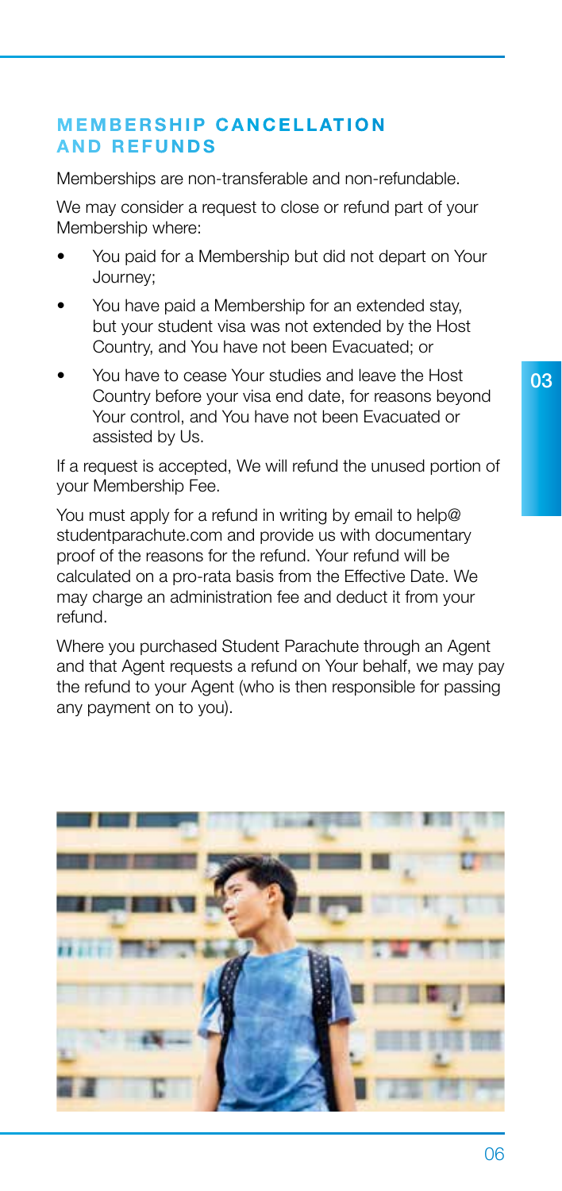## MEMBERSHIP CANCELLATION AND REFUNDS

Memberships are non-transferable and non-refundable.

We may consider a request to close or refund part of your Membership where:

- You paid for a Membership but did not depart on Your Journey;
- You have paid a Membership for an extended stay, but your student visa was not extended by the Host Country, and You have not been Evacuated; or
- You have to cease Your studies and leave the Host Country before your visa end date, for reasons beyond Your control, and You have not been Evacuated or assisted by Us.

If a request is accepted, We will refund the unused portion of your Membership Fee.

You must apply for a refund in writing by email to help@studentparachute.com and provide us with documentary proof of the reasons for the refund. Your refund will be calculated on a pro-rata basis from the Effective Date. We may charge an administration fee and deduct it from your refund.

Where you purchased Student Parachute through an Agent and that Agent requests a refund on Your behalf, we may pay the refund to your Agent (who is then responsible for passing any payment on to you).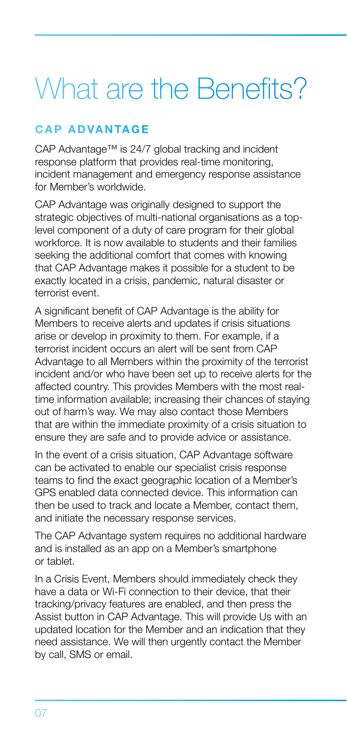# What are the Benefits?

## CAP ADVANTAGE

CAP Advantage™ is 24/7 global tracking and incident response platform that provides real-time monitoring, incident management and emergency response assistance for Member's worldwide.

CAP Advantage was originally designed to support the strategic objectives of multi-national organisations as a top-level component of a duty of care program for their global workforce. It is now available to students and their families seeking the additional comfort that comes with knowing that CAP Advantage makes it possible for a student to be exactly located in a crisis, pandemic, natural disaster or terrorist event.

A significant benefit of CAP Advantage is the ability for Members to receive alerts and updates if crisis situations arise or develop in proximity to them. For example, if a terrorist incident occurs an alert will be sent from CAP Advantage to all Members within the proximity of the terrorist incident and/or who have been set up to receive alerts for the affected country. This provides Members with the most real-time information available; increasing their chances of staying out of harm's way. We may also contact those Members that are within the immediate proximity of a crisis situation to ensure they are safe and to provide advice or assistance.

In the event of a crisis situation, CAP Advantage software can be activated to enable our specialist crisis response teams to find the exact geographic location of a Member's GPS enabled data connected device. This information can then be used to track and locate a Member, contact them, and initiate the necessary response services.

The CAP Advantage system requires no additional hardware and is installed as an app on a Member's smartphone or tablet.

In a Crisis Event, Members should immediately check they have a data or Wi-Fi connection to their device, that their tracking/privacy features are enabled, and then press the Assist button in CAP Advantage. This will provide Us with an updated location for the Member and an indication that they need assistance. We will then urgently contact the Member by call, SMS or email.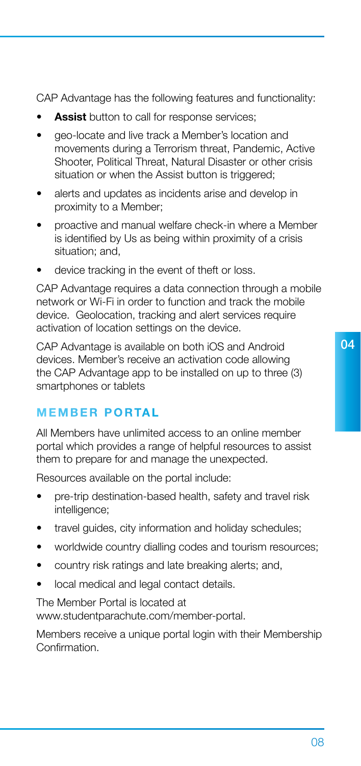CAP Advantage has the following features and functionality:

- **Assist** button to call for response services;
- geo-locate and live track a Member's location and movements during a Terrorism threat, Pandemic, Active Shooter, Political Threat, Natural Disaster or other crisis situation or when the Assist button is triggered;
- alerts and updates as incidents arise and develop in proximity to a Member;
- proactive and manual welfare check-in where a Member is identified by Us as being within proximity of a crisis situation; and,
- device tracking in the event of theft or loss.

CAP Advantage requires a data connection through a mobile network or Wi-Fi in order to function and track the mobile device. Geolocation, tracking and alert services require activation of location settings on the device.

CAP Advantage is available on both iOS and Android devices. Member's receive an activation code allowing the CAP Advantage app to be installed on up to three (3) smartphones or tablets

## MEMBER PORTAL

All Members have unlimited access to an online member portal which provides a range of helpful resources to assist them to prepare for and manage the unexpected.

Resources available on the portal include:

- pre-trip destination-based health, safety and travel risk intelligence;
- travel guides, city information and holiday schedules;
- worldwide country dialling codes and tourism resources;
- country risk ratings and late breaking alerts; and,
- local medical and legal contact details.

The Member Portal is located at www.studentparachute.com/member-portal.

Members receive a unique portal login with their Membership Confirmation.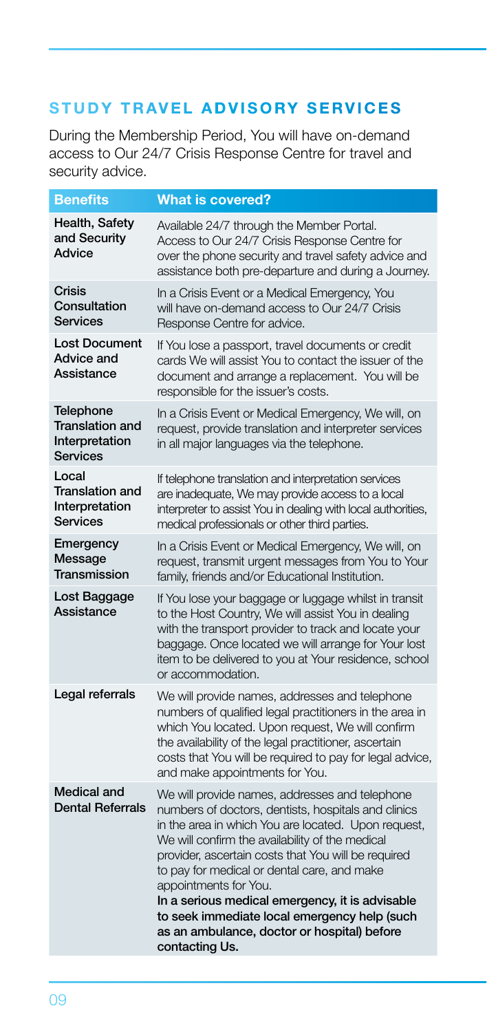## STUDY TRAVEL ADVISORY SERVICES

During the Membership Period, You will have on-demand access to Our 24/7 Crisis Response Centre for travel and security advice.

| Benefits | What is covered? |
|---|---|
| Health, Safety and Security Advice | Available 24/7 through the Member Portal. Access to Our 24/7 Crisis Response Centre for over the phone security and travel safety advice and assistance both pre-departure and during a Journey. |
| Crisis Consultation Services | In a Crisis Event or a Medical Emergency, You will have on-demand access to Our 24/7 Crisis Response Centre for advice. |
| Lost Document Advice and Assistance | If You lose a passport, travel documents or credit cards We will assist You to contact the issuer of the document and arrange a replacement. You will be responsible for the issuer's costs. |
| Telephone Translation and Interpretation Services | In a Crisis Event or Medical Emergency, We will, on request, provide translation and interpreter services in all major languages via the telephone. |
| Local Translation and Interpretation Services | If telephone translation and interpretation services are inadequate, We may provide access to a local interpreter to assist You in dealing with local authorities, medical professionals or other third parties. |
| Emergency Message Transmission | In a Crisis Event or Medical Emergency, We will, on request, transmit urgent messages from You to Your family, friends and/or Educational Institution. |
| Lost Baggage Assistance | If You lose your baggage or luggage whilst in transit to the Host Country, We will assist You in dealing with the transport provider to track and locate your baggage. Once located we will arrange for Your lost item to be delivered to you at Your residence, school or accommodation. |
| Legal referrals | We will provide names, addresses and telephone numbers of qualified legal practitioners in the area in which You located. Upon request, We will confirm the availability of the legal practitioner, ascertain costs that You will be required to pay for legal advice, and make appointments for You. |
| Medical and Dental Referrals | We will provide names, addresses and telephone numbers of doctors, dentists, hospitals and clinics in the area in which You are located. Upon request, We will confirm the availability of the medical provider, ascertain costs that You will be required to pay for medical or dental care, and make appointments for You. **In a serious medical emergency, it is advisable to seek immediate local emergency help (such as an ambulance, doctor or hospital) before contacting Us.** |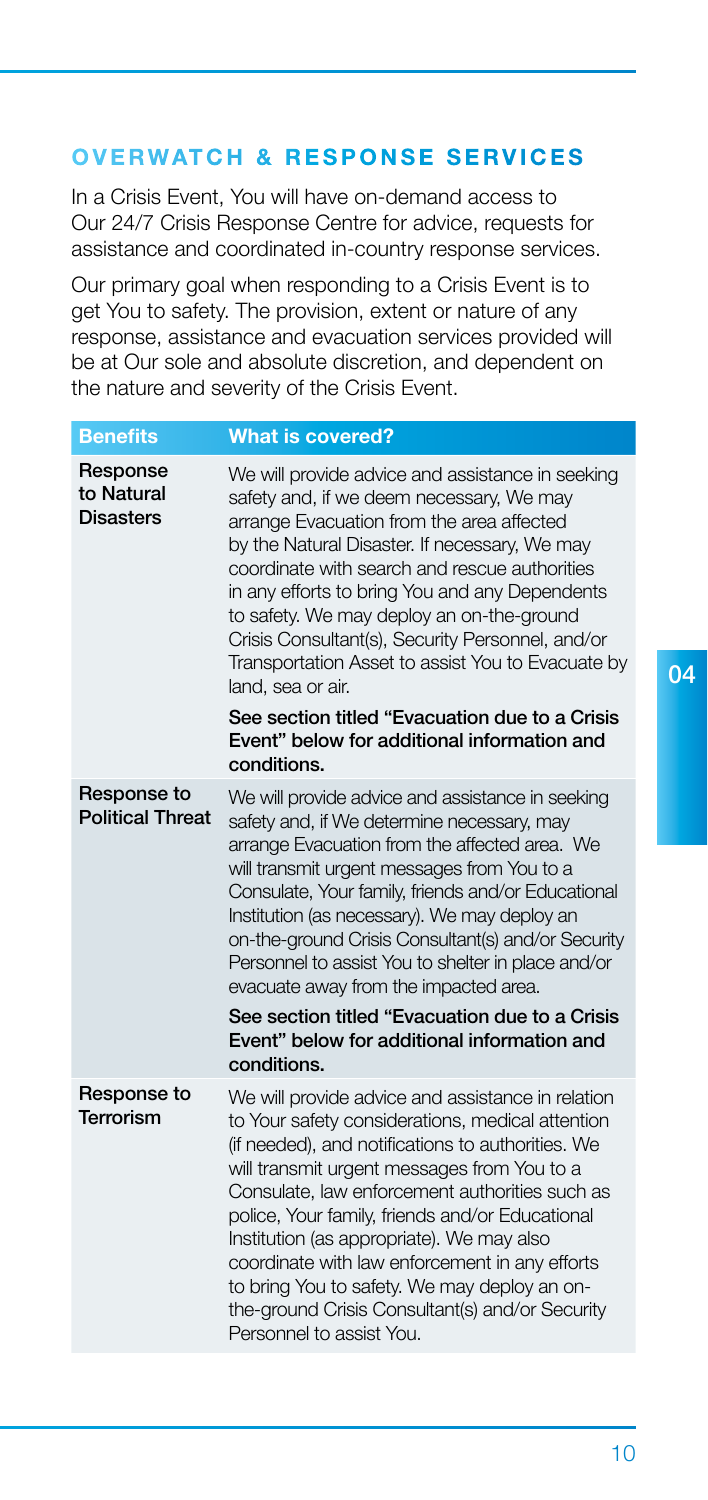## OVERWATCH & RESPONSE SERVICES

In a Crisis Event, You will have on-demand access to Our 24/7 Crisis Response Centre for advice, requests for assistance and coordinated in-country response services.

Our primary goal when responding to a Crisis Event is to get You to safety. The provision, extent or nature of any response, assistance and evacuation services provided will be at Our sole and absolute discretion, and dependent on the nature and severity of the Crisis Event.

| Benefits | What is covered? |
| --- | --- |
| **Response to Natural Disasters** | We will provide advice and assistance in seeking safety and, if we deem necessary, We may arrange Evacuation from the area affected by the Natural Disaster. If necessary, We may coordinate with search and rescue authorities in any efforts to bring You and any Dependents to safety. We may deploy an on-the-ground Crisis Consultant(s), Security Personnel, and/or Transportation Asset to assist You to Evacuate by land, sea or air.<br><br>**See section titled "Evacuation due to a Crisis Event" below for additional information and conditions.** |
| **Response to Political Threat** | We will provide advice and assistance in seeking safety and, if We determine necessary, may arrange Evacuation from the affected area. We will transmit urgent messages from You to a Consulate, Your family, friends and/or Educational Institution (as necessary). We may deploy an on-the-ground Crisis Consultant(s) and/or Security Personnel to assist You to shelter in place and/or evacuate away from the impacted area.<br><br>**See section titled "Evacuation due to a Crisis Event" below for additional information and conditions.** |
| **Response to Terrorism** | We will provide advice and assistance in relation to Your safety considerations, medical attention (if needed), and notifications to authorities. We will transmit urgent messages from You to a Consulate, law enforcement authorities such as police, Your family, friends and/or Educational Institution (as appropriate). We may also coordinate with law enforcement in any efforts to bring You to safety. We may deploy an on-the-ground Crisis Consultant(s) and/or Security Personnel to assist You. |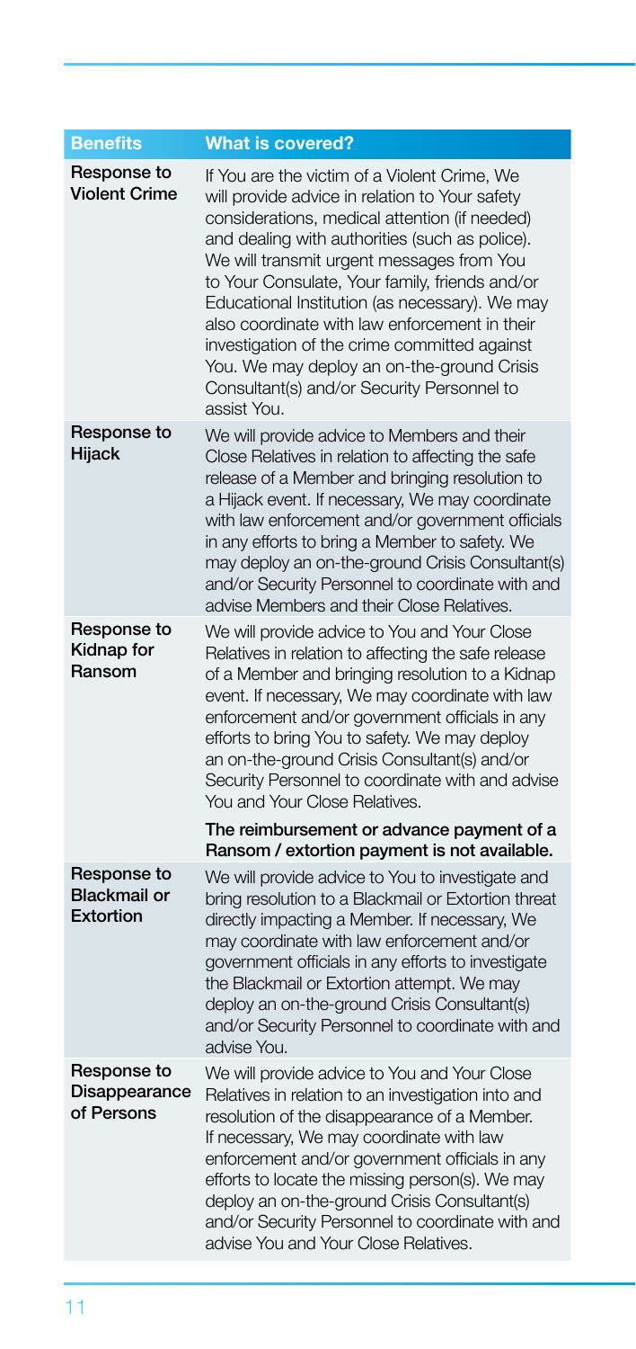| Benefits | What is covered? |
| --- | --- |
| Response to Violent Crime | If You are the victim of a Violent Crime, We will provide advice in relation to Your safety considerations, medical attention (if needed) and dealing with authorities (such as police). We will transmit urgent messages from You to Your Consulate, Your family, friends and/or Educational Institution (as necessary). We may also coordinate with law enforcement in their investigation of the crime committed against You. We may deploy an on-the-ground Crisis Consultant(s) and/or Security Personnel to assist You. |
| Response to Hijack | We will provide advice to Members and their Close Relatives in relation to affecting the safe release of a Member and bringing resolution to a Hijack event. If necessary, We may coordinate with law enforcement and/or government officials in any efforts to bring a Member to safety. We may deploy an on-the-ground Crisis Consultant(s) and/or Security Personnel to coordinate with and advise Members and their Close Relatives. |
| Response to Kidnap for Ransom | We will provide advice to You and Your Close Relatives in relation to affecting the safe release of a Member and bringing resolution to a Kidnap event. If necessary, We may coordinate with law enforcement and/or government officials in any efforts to bring You to safety. We may deploy an on-the-ground Crisis Consultant(s) and/or Security Personnel to coordinate with and advise You and Your Close Relatives.<br><br>**The reimbursement or advance payment of a Ransom / extortion payment is not available.** |
| Response to Blackmail or Extortion | We will provide advice to You to investigate and bring resolution to a Blackmail or Extortion threat directly impacting a Member. If necessary, We may coordinate with law enforcement and/or government officials in any efforts to investigate the Blackmail or Extortion attempt. We may deploy an on-the-ground Crisis Consultant(s) and/or Security Personnel to coordinate with and advise You. |
| Response to Disappearance of Persons | We will provide advice to You and Your Close Relatives in relation to an investigation into and resolution of the disappearance of a Member. If necessary, We may coordinate with law enforcement and/or government officials in any efforts to locate the missing person(s). We may deploy an on-the-ground Crisis Consultant(s) and/or Security Personnel to coordinate with and advise You and Your Close Relatives. |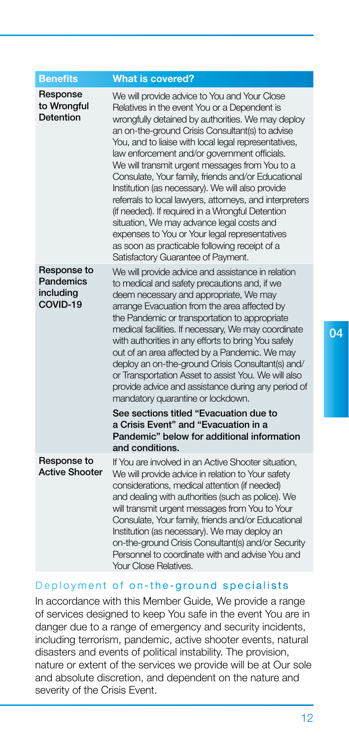| Benefits | What is covered? |
|---|---|
| **Response to Wrongful Detention** | We will provide advice to You and Your Close Relatives in the event You or a Dependent is wrongfully detained by authorities. We may deploy an on-the-ground Crisis Consultant(s) to advise You, and to liaise with local legal representatives, law enforcement and/or government officials. We will transmit urgent messages from You to a Consulate, Your family, friends and/or Educational Institution (as necessary). We will also provide referrals to local lawyers, attorneys, and interpreters (if needed). If required in a Wrongful Detention situation, We may advance legal costs and expenses to You or Your legal representatives as soon as practicable following receipt of a Satisfactory Guarantee of Payment. |
| **Response to Pandemics including COVID-19** | We will provide advice and assistance in relation to medical and safety precautions and, if we deem necessary and appropriate, We may arrange Evacuation from the area affected by the Pandemic or transportation to appropriate medical facilities. If necessary, We may coordinate with authorities in any efforts to bring You safely out of an area affected by a Pandemic. We may deploy an on-the-ground Crisis Consultant(s) and/ or Transportation Asset to assist You. We will also provide advice and assistance during any period of mandatory quarantine or lockdown.<br><br>**See sections titled "Evacuation due to a Crisis Event" and "Evacuation in a Pandemic" below for additional information and conditions.** |
| **Response to Active Shooter** | If You are involved in an Active Shooter situation, We will provide advice in relation to Your safety considerations, medical attention (if needed) and dealing with authorities (such as police). We will transmit urgent messages from You to Your Consulate, Your family, friends and/or Educational Institution (as necessary). We may deploy an on-the-ground Crisis Consultant(s) and/or Security Personnel to coordinate with and advise You and Your Close Relatives. |

## Deployment of on-the-ground specialists

In accordance with this Member Guide, We provide a range of services designed to keep You safe in the event You are in danger due to a range of emergency and security incidents, including terrorism, pandemic, active shooter events, natural disasters and events of political instability. The provision, nature or extent of the services we provide will be at Our sole and absolute discretion, and dependent on the nature and severity of the Crisis Event.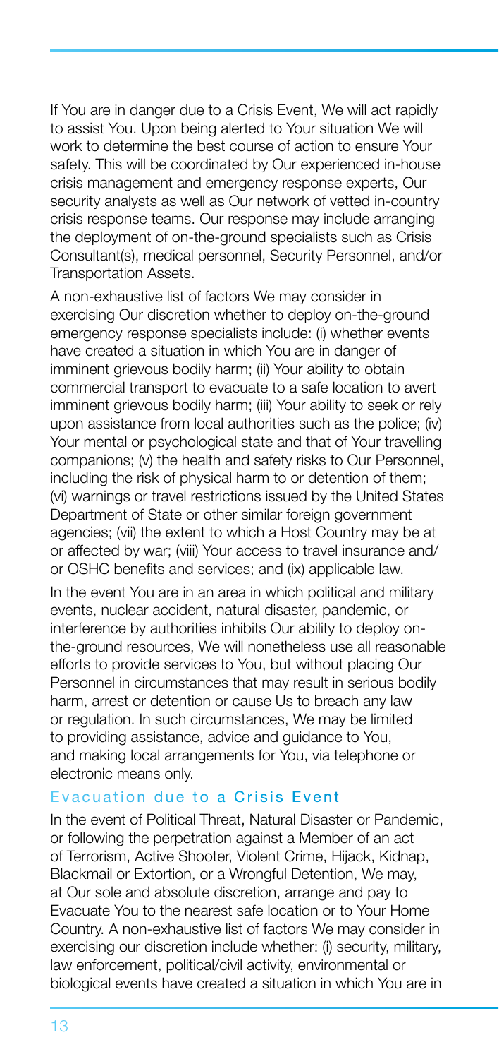If You are in danger due to a Crisis Event, We will act rapidly to assist You. Upon being alerted to Your situation We will work to determine the best course of action to ensure Your safety. This will be coordinated by Our experienced in-house crisis management and emergency response experts, Our security analysts as well as Our network of vetted in-country crisis response teams. Our response may include arranging the deployment of on-the-ground specialists such as Crisis Consultant(s), medical personnel, Security Personnel, and/or Transportation Assets.

A non-exhaustive list of factors We may consider in exercising Our discretion whether to deploy on-the-ground emergency response specialists include: (i) whether events have created a situation in which You are in danger of imminent grievous bodily harm; (ii) Your ability to obtain commercial transport to evacuate to a safe location to avert imminent grievous bodily harm; (iii) Your ability to seek or rely upon assistance from local authorities such as the police; (iv) Your mental or psychological state and that of Your travelling companions; (v) the health and safety risks to Our Personnel, including the risk of physical harm to or detention of them; (vi) warnings or travel restrictions issued by the United States Department of State or other similar foreign government agencies; (vii) the extent to which a Host Country may be at or affected by war; (viii) Your access to travel insurance and/or OSHC benefits and services; and (ix) applicable law.

In the event You are in an area in which political and military events, nuclear accident, natural disaster, pandemic, or interference by authorities inhibits Our ability to deploy on-the-ground resources, We will nonetheless use all reasonable efforts to provide services to You, but without placing Our Personnel in circumstances that may result in serious bodily harm, arrest or detention or cause Us to breach any law or regulation. In such circumstances, We may be limited to providing assistance, advice and guidance to You, and making local arrangements for You, via telephone or electronic means only.

### Evacuation due to a Crisis Event

In the event of Political Threat, Natural Disaster or Pandemic, or following the perpetration against a Member of an act of Terrorism, Active Shooter, Violent Crime, Hijack, Kidnap, Blackmail or Extortion, or a Wrongful Detention, We may, at Our sole and absolute discretion, arrange and pay to Evacuate You to the nearest safe location or to Your Home Country. A non-exhaustive list of factors We may consider in exercising our discretion include whether: (i) security, military, law enforcement, political/civil activity, environmental or biological events have created a situation in which You are in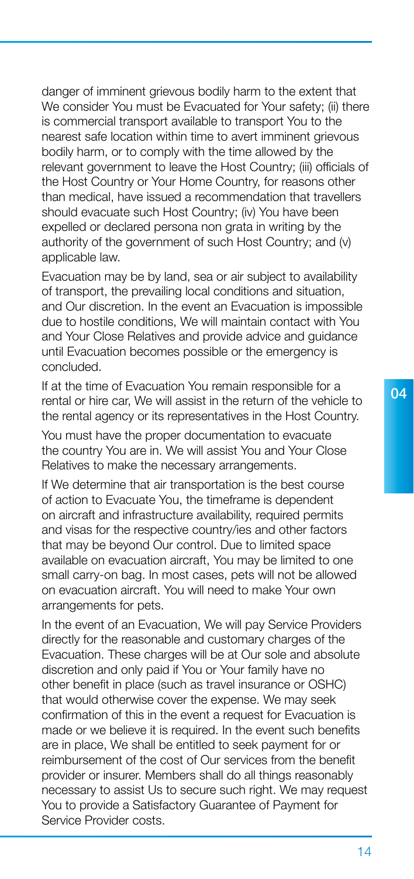danger of imminent grievous bodily harm to the extent that We consider You must be Evacuated for Your safety; (ii) there is commercial transport available to transport You to the nearest safe location within time to avert imminent grievous bodily harm, or to comply with the time allowed by the relevant government to leave the Host Country; (iii) officials of the Host Country or Your Home Country, for reasons other than medical, have issued a recommendation that travellers should evacuate such Host Country; (iv) You have been expelled or declared persona non grata in writing by the authority of the government of such Host Country; and (v) applicable law.

Evacuation may be by land, sea or air subject to availability of transport, the prevailing local conditions and situation, and Our discretion. In the event an Evacuation is impossible due to hostile conditions, We will maintain contact with You and Your Close Relatives and provide advice and guidance until Evacuation becomes possible or the emergency is concluded.

If at the time of Evacuation You remain responsible for a rental or hire car, We will assist in the return of the vehicle to the rental agency or its representatives in the Host Country.

You must have the proper documentation to evacuate the country You are in. We will assist You and Your Close Relatives to make the necessary arrangements.

If We determine that air transportation is the best course of action to Evacuate You, the timeframe is dependent on aircraft and infrastructure availability, required permits and visas for the respective country/ies and other factors that may be beyond Our control. Due to limited space available on evacuation aircraft, You may be limited to one small carry-on bag. In most cases, pets will not be allowed on evacuation aircraft. You will need to make Your own arrangements for pets.

In the event of an Evacuation, We will pay Service Providers directly for the reasonable and customary charges of the Evacuation. These charges will be at Our sole and absolute discretion and only paid if You or Your family have no other benefit in place (such as travel insurance or OSHC) that would otherwise cover the expense. We may seek confirmation of this in the event a request for Evacuation is made or we believe it is required. In the event such benefits are in place, We shall be entitled to seek payment for or reimbursement of the cost of Our services from the benefit provider or insurer. Members shall do all things reasonably necessary to assist Us to secure such right. We may request You to provide a Satisfactory Guarantee of Payment for Service Provider costs.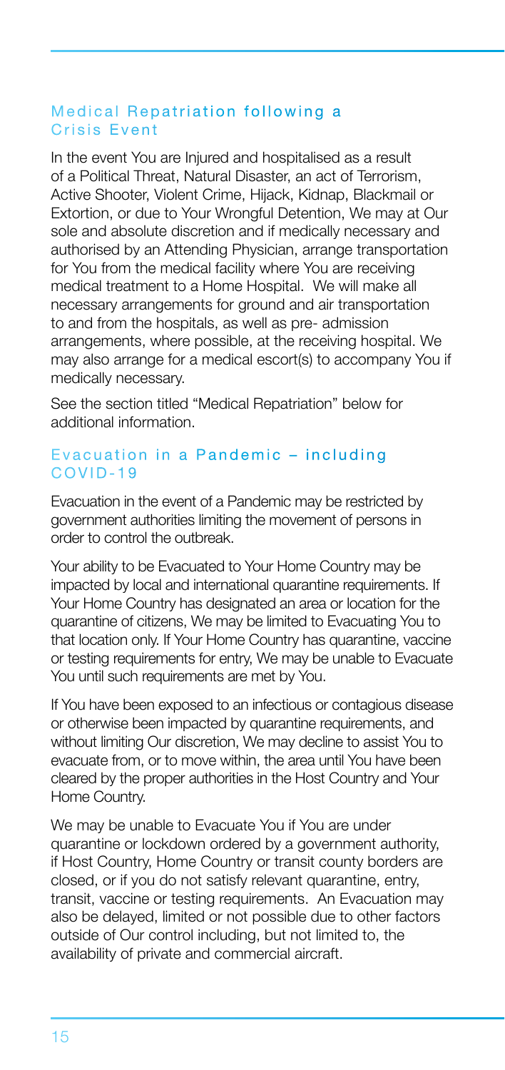## Medical Repatriation following a Crisis Event

In the event You are Injured and hospitalised as a result of a Political Threat, Natural Disaster, an act of Terrorism, Active Shooter, Violent Crime, Hijack, Kidnap, Blackmail or Extortion, or due to Your Wrongful Detention, We may at Our sole and absolute discretion and if medically necessary and authorised by an Attending Physician, arrange transportation for You from the medical facility where You are receiving medical treatment to a Home Hospital. We will make all necessary arrangements for ground and air transportation to and from the hospitals, as well as pre- admission arrangements, where possible, at the receiving hospital. We may also arrange for a medical escort(s) to accompany You if medically necessary.

See the section titled "Medical Repatriation" below for additional information.

## Evacuation in a Pandemic – including COVID-19

Evacuation in the event of a Pandemic may be restricted by government authorities limiting the movement of persons in order to control the outbreak.

Your ability to be Evacuated to Your Home Country may be impacted by local and international quarantine requirements. If Your Home Country has designated an area or location for the quarantine of citizens, We may be limited to Evacuating You to that location only. If Your Home Country has quarantine, vaccine or testing requirements for entry, We may be unable to Evacuate You until such requirements are met by You.

If You have been exposed to an infectious or contagious disease or otherwise been impacted by quarantine requirements, and without limiting Our discretion, We may decline to assist You to evacuate from, or to move within, the area until You have been cleared by the proper authorities in the Host Country and Your Home Country.

We may be unable to Evacuate You if You are under quarantine or lockdown ordered by a government authority, if Host Country, Home Country or transit county borders are closed, or if you do not satisfy relevant quarantine, entry, transit, vaccine or testing requirements. An Evacuation may also be delayed, limited or not possible due to other factors outside of Our control including, but not limited to, the availability of private and commercial aircraft.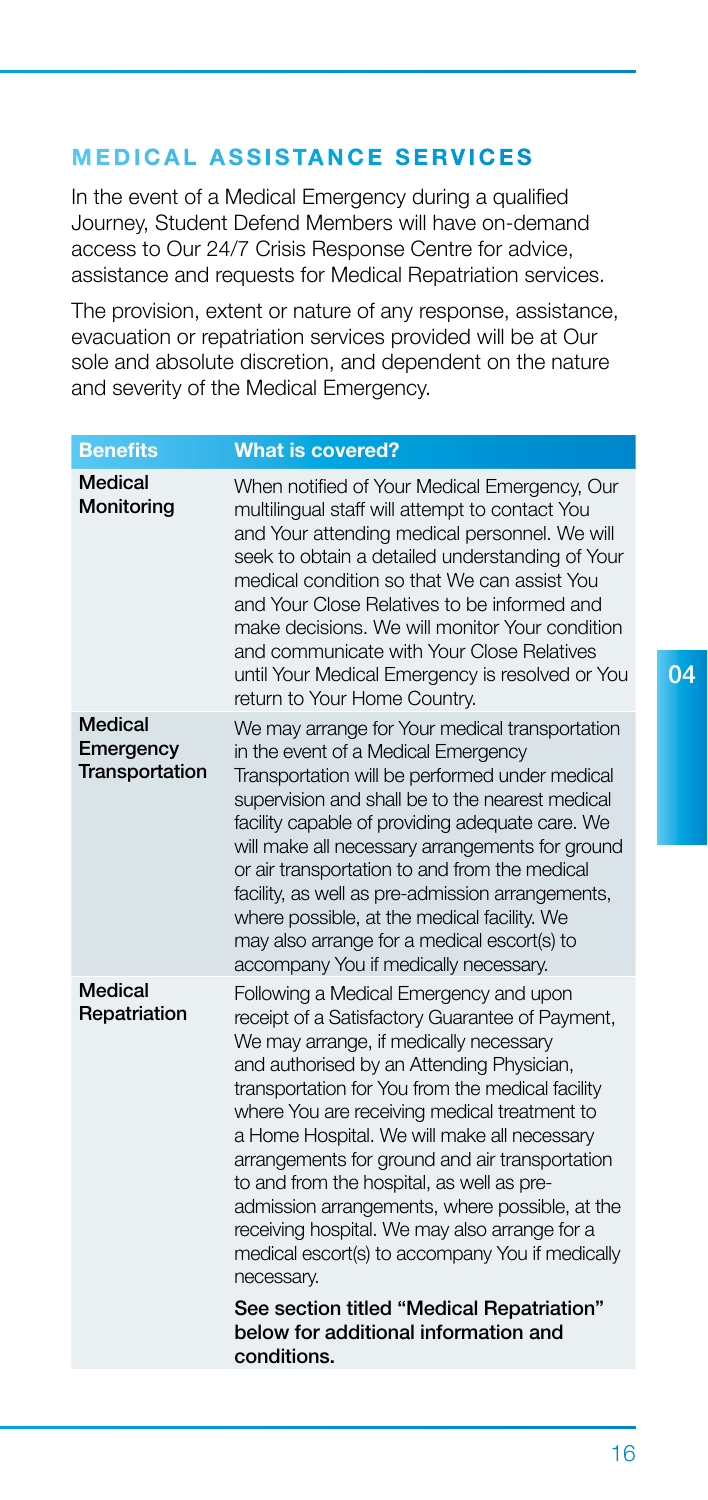## MEDICAL ASSISTANCE SERVICES

In the event of a Medical Emergency during a qualified Journey, Student Defend Members will have on-demand access to Our 24/7 Crisis Response Centre for advice, assistance and requests for Medical Repatriation services.

The provision, extent or nature of any response, assistance, evacuation or repatriation services provided will be at Our sole and absolute discretion, and dependent on the nature and severity of the Medical Emergency.

| Benefits | What is covered? |
|---|---|
| **Medical Monitoring** | When notified of Your Medical Emergency, Our multilingual staff will attempt to contact You and Your attending medical personnel. We will seek to obtain a detailed understanding of Your medical condition so that We can assist You and Your Close Relatives to be informed and make decisions. We will monitor Your condition and communicate with Your Close Relatives until Your Medical Emergency is resolved or You return to Your Home Country. |
| **Medical Emergency Transportation** | We may arrange for Your medical transportation in the event of a Medical Emergency Transportation will be performed under medical supervision and shall be to the nearest medical facility capable of providing adequate care. We will make all necessary arrangements for ground or air transportation to and from the medical facility, as well as pre-admission arrangements, where possible, at the medical facility. We may also arrange for a medical escort(s) to accompany You if medically necessary. |
| **Medical Repatriation** | Following a Medical Emergency and upon receipt of a Satisfactory Guarantee of Payment, We may arrange, if medically necessary and authorised by an Attending Physician, transportation for You from the medical facility where You are receiving medical treatment to a Home Hospital. We will make all necessary arrangements for ground and air transportation to and from the hospital, as well as pre-admission arrangements, where possible, at the receiving hospital. We may also arrange for a medical escort(s) to accompany You if medically necessary.<br><br>**See section titled "Medical Repatriation" below for additional information and conditions.** |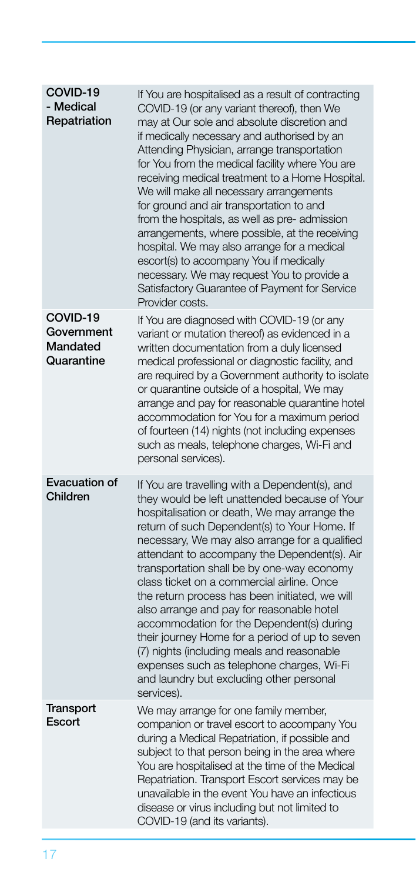| | |
|---|---|
| **COVID-19 - Medical Repatriation** | If You are hospitalised as a result of contracting COVID-19 (or any variant thereof), then We may at Our sole and absolute discretion and if medically necessary and authorised by an Attending Physician, arrange transportation for You from the medical facility where You are receiving medical treatment to a Home Hospital. We will make all necessary arrangements for ground and air transportation to and from the hospitals, as well as pre- admission arrangements, where possible, at the receiving hospital. We may also arrange for a medical escort(s) to accompany You if medically necessary. We may request You to provide a Satisfactory Guarantee of Payment for Service Provider costs. |
| **COVID-19 Government Mandated Quarantine** | If You are diagnosed with COVID-19 (or any variant or mutation thereof) as evidenced in a written documentation from a duly licensed medical professional or diagnostic facility, and are required by a Government authority to isolate or quarantine outside of a hospital, We may arrange and pay for reasonable quarantine hotel accommodation for You for a maximum period of fourteen (14) nights (not including expenses such as meals, telephone charges, Wi-Fi and personal services). |
| **Evacuation of Children** | If You are travelling with a Dependent(s), and they would be left unattended because of Your hospitalisation or death, We may arrange the return of such Dependent(s) to Your Home. If necessary, We may also arrange for a qualified attendant to accompany the Dependent(s). Air transportation shall be by one-way economy class ticket on a commercial airline. Once the return process has been initiated, we will also arrange and pay for reasonable hotel accommodation for the Dependent(s) during their journey Home for a period of up to seven (7) nights (including meals and reasonable expenses such as telephone charges, Wi-Fi and laundry but excluding other personal services). |
| **Transport Escort** | We may arrange for one family member, companion or travel escort to accompany You during a Medical Repatriation, if possible and subject to that person being in the area where You are hospitalised at the time of the Medical Repatriation. Transport Escort services may be unavailable in the event You have an infectious disease or virus including but not limited to COVID-19 (and its variants). |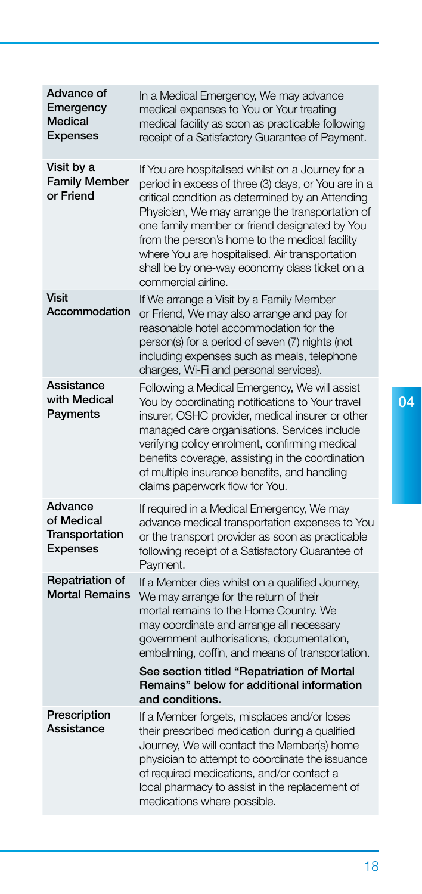| | |
|---|---|
| **Advance of Emergency Medical Expenses** | In a Medical Emergency, We may advance medical expenses to You or Your treating medical facility as soon as practicable following receipt of a Satisfactory Guarantee of Payment. |
| **Visit by a Family Member or Friend** | If You are hospitalised whilst on a Journey for a period in excess of three (3) days, or You are in a critical condition as determined by an Attending Physician, We may arrange the transportation of one family member or friend designated by You from the person's home to the medical facility where You are hospitalised. Air transportation shall be by one-way economy class ticket on a commercial airline. |
| **Visit Accommodation** | If We arrange a Visit by a Family Member or Friend, We may also arrange and pay for reasonable hotel accommodation for the person(s) for a period of seven (7) nights (not including expenses such as meals, telephone charges, Wi-Fi and personal services). |
| **Assistance with Medical Payments** | Following a Medical Emergency, We will assist You by coordinating notifications to Your travel insurer, OSHC provider, medical insurer or other managed care organisations. Services include verifying policy enrolment, confirming medical benefits coverage, assisting in the coordination of multiple insurance benefits, and handling claims paperwork flow for You. |
| **Advance of Medical Transportation Expenses** | If required in a Medical Emergency, We may advance medical transportation expenses to You or the transport provider as soon as practicable following receipt of a Satisfactory Guarantee of Payment. |
| **Repatriation of Mortal Remains** | If a Member dies whilst on a qualified Journey, We may arrange for the return of their mortal remains to the Home Country. We may coordinate and arrange all necessary government authorisations, documentation, embalming, coffin, and means of transportation. **See section titled "Repatriation of Mortal Remains" below for additional information and conditions.** |
| **Prescription Assistance** | If a Member forgets, misplaces and/or loses their prescribed medication during a qualified Journey, We will contact the Member(s) home physician to attempt to coordinate the issuance of required medications, and/or contact a local pharmacy to assist in the replacement of medications where possible. |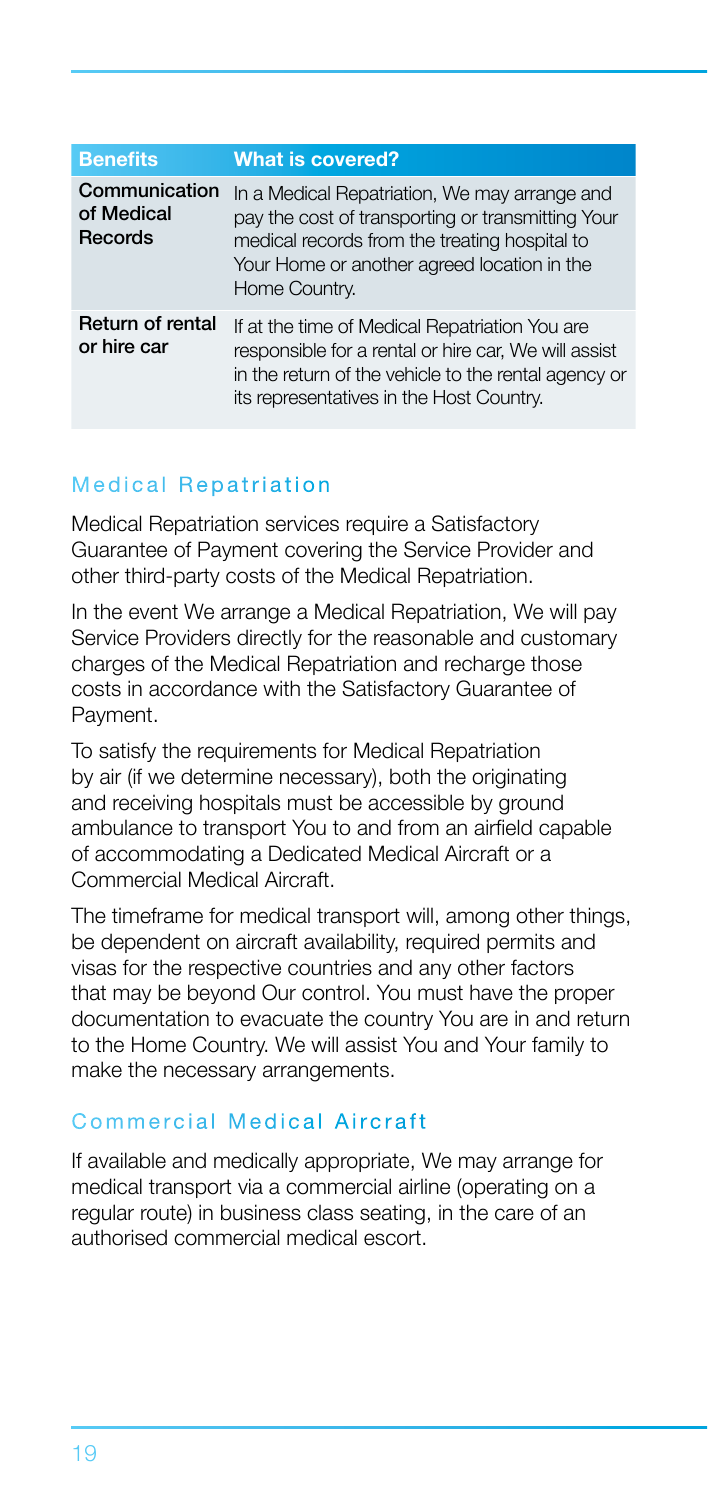| Benefits | What is covered? |
| --- | --- |
| Communication of Medical Records | In a Medical Repatriation, We may arrange and pay the cost of transporting or transmitting Your medical records from the treating hospital to Your Home or another agreed location in the Home Country. |
| Return of rental or hire car | If at the time of Medical Repatriation You are responsible for a rental or hire car, We will assist in the return of the vehicle to the rental agency or its representatives in the Host Country. |

## Medical Repatriation

Medical Repatriation services require a Satisfactory Guarantee of Payment covering the Service Provider and other third-party costs of the Medical Repatriation.

In the event We arrange a Medical Repatriation, We will pay Service Providers directly for the reasonable and customary charges of the Medical Repatriation and recharge those costs in accordance with the Satisfactory Guarantee of Payment.

To satisfy the requirements for Medical Repatriation by air (if we determine necessary), both the originating and receiving hospitals must be accessible by ground ambulance to transport You to and from an airfield capable of accommodating a Dedicated Medical Aircraft or a Commercial Medical Aircraft.

The timeframe for medical transport will, among other things, be dependent on aircraft availability, required permits and visas for the respective countries and any other factors that may be beyond Our control. You must have the proper documentation to evacuate the country You are in and return to the Home Country. We will assist You and Your family to make the necessary arrangements.

## Commercial Medical Aircraft

If available and medically appropriate, We may arrange for medical transport via a commercial airline (operating on a regular route) in business class seating, in the care of an authorised commercial medical escort.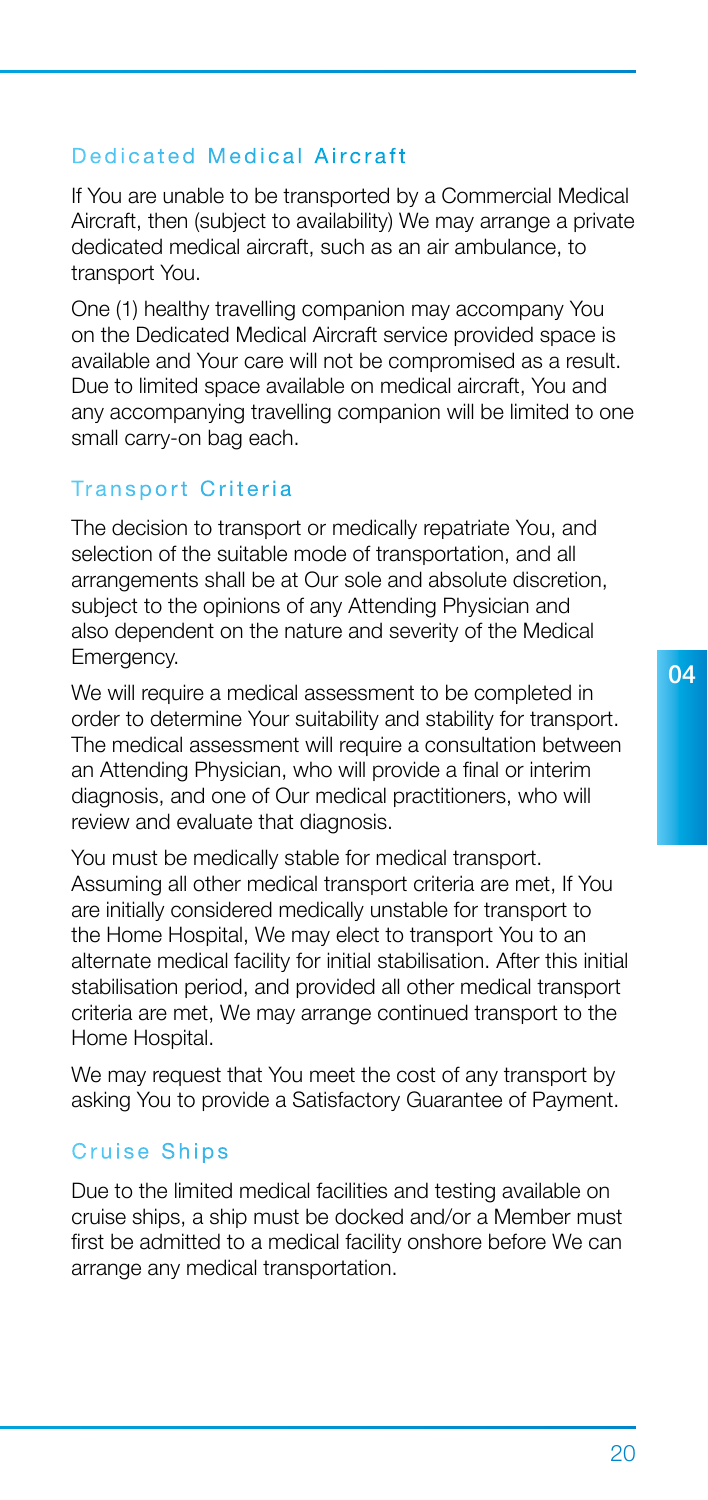### Dedicated Medical Aircraft

If You are unable to be transported by a Commercial Medical Aircraft, then (subject to availability) We may arrange a private dedicated medical aircraft, such as an air ambulance, to transport You.

One (1) healthy travelling companion may accompany You on the Dedicated Medical Aircraft service provided space is available and Your care will not be compromised as a result. Due to limited space available on medical aircraft, You and any accompanying travelling companion will be limited to one small carry-on bag each.

### Transport Criteria

The decision to transport or medically repatriate You, and selection of the suitable mode of transportation, and all arrangements shall be at Our sole and absolute discretion, subject to the opinions of any Attending Physician and also dependent on the nature and severity of the Medical Emergency.

We will require a medical assessment to be completed in order to determine Your suitability and stability for transport. The medical assessment will require a consultation between an Attending Physician, who will provide a final or interim diagnosis, and one of Our medical practitioners, who will review and evaluate that diagnosis.

You must be medically stable for medical transport. Assuming all other medical transport criteria are met, If You are initially considered medically unstable for transport to the Home Hospital, We may elect to transport You to an alternate medical facility for initial stabilisation. After this initial stabilisation period, and provided all other medical transport criteria are met, We may arrange continued transport to the Home Hospital.

We may request that You meet the cost of any transport by asking You to provide a Satisfactory Guarantee of Payment.

### Cruise Ships

Due to the limited medical facilities and testing available on cruise ships, a ship must be docked and/or a Member must first be admitted to a medical facility onshore before We can arrange any medical transportation.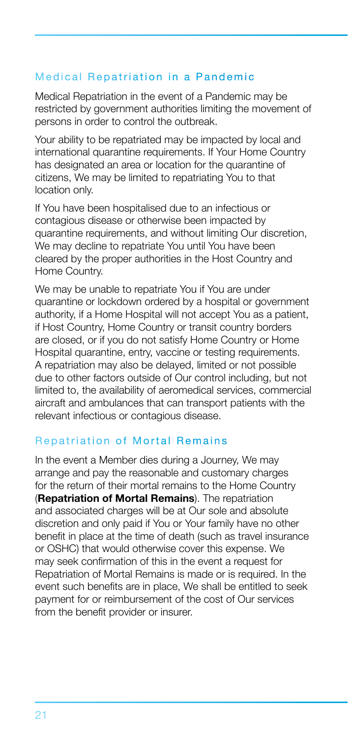## Medical Repatriation in a Pandemic

Medical Repatriation in the event of a Pandemic may be restricted by government authorities limiting the movement of persons in order to control the outbreak.

Your ability to be repatriated may be impacted by local and international quarantine requirements. If Your Home Country has designated an area or location for the quarantine of citizens, We may be limited to repatriating You to that location only.

If You have been hospitalised due to an infectious or contagious disease or otherwise been impacted by quarantine requirements, and without limiting Our discretion, We may decline to repatriate You until You have been cleared by the proper authorities in the Host Country and Home Country.

We may be unable to repatriate You if You are under quarantine or lockdown ordered by a hospital or government authority, if a Home Hospital will not accept You as a patient, if Host Country, Home Country or transit country borders are closed, or if you do not satisfy Home Country or Home Hospital quarantine, entry, vaccine or testing requirements. A repatriation may also be delayed, limited or not possible due to other factors outside of Our control including, but not limited to, the availability of aeromedical services, commercial aircraft and ambulances that can transport patients with the relevant infectious or contagious disease.

## Repatriation of Mortal Remains

In the event a Member dies during a Journey, We may arrange and pay the reasonable and customary charges for the return of their mortal remains to the Home Country (**Repatriation of Mortal Remains**). The repatriation and associated charges will be at Our sole and absolute discretion and only paid if You or Your family have no other benefit in place at the time of death (such as travel insurance or OSHC) that would otherwise cover this expense. We may seek confirmation of this in the event a request for Repatriation of Mortal Remains is made or is required. In the event such benefits are in place, We shall be entitled to seek payment for or reimbursement of the cost of Our services from the benefit provider or insurer.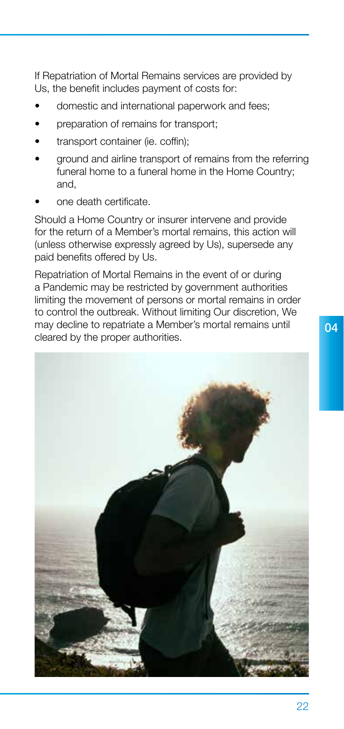If Repatriation of Mortal Remains services are provided by Us, the benefit includes payment of costs for:

- domestic and international paperwork and fees;
- preparation of remains for transport;
- transport container (ie. coffin);
- ground and airline transport of remains from the referring funeral home to a funeral home in the Home Country; and,
- one death certificate.

Should a Home Country or insurer intervene and provide for the return of a Member's mortal remains, this action will (unless otherwise expressly agreed by Us), supersede any paid benefits offered by Us.

Repatriation of Mortal Remains in the event of or during a Pandemic may be restricted by government authorities limiting the movement of persons or mortal remains in order to control the outbreak. Without limiting Our discretion, We may decline to repatriate a Member's mortal remains until cleared by the proper authorities.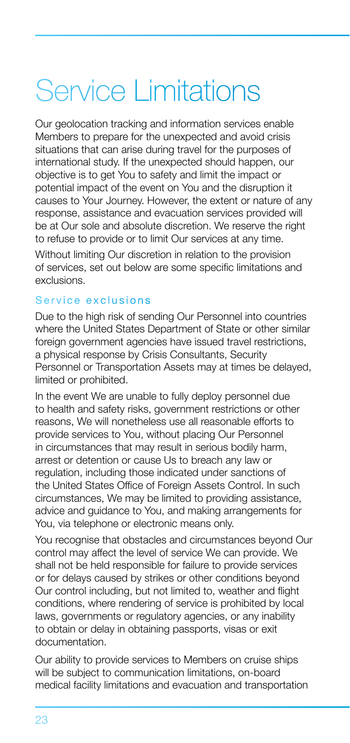# Service Limitations

Our geolocation tracking and information services enable Members to prepare for the unexpected and avoid crisis situations that can arise during travel for the purposes of international study. If the unexpected should happen, our objective is to get You to safety and limit the impact or potential impact of the event on You and the disruption it causes to Your Journey. However, the extent or nature of any response, assistance and evacuation services provided will be at Our sole and absolute discretion. We reserve the right to refuse to provide or to limit Our services at any time.

Without limiting Our discretion in relation to the provision of services, set out below are some specific limitations and exclusions.

### Service exclusions

Due to the high risk of sending Our Personnel into countries where the United States Department of State or other similar foreign government agencies have issued travel restrictions, a physical response by Crisis Consultants, Security Personnel or Transportation Assets may at times be delayed, limited or prohibited.

In the event We are unable to fully deploy personnel due to health and safety risks, government restrictions or other reasons, We will nonetheless use all reasonable efforts to provide services to You, without placing Our Personnel in circumstances that may result in serious bodily harm, arrest or detention or cause Us to breach any law or regulation, including those indicated under sanctions of the United States Office of Foreign Assets Control. In such circumstances, We may be limited to providing assistance, advice and guidance to You, and making arrangements for You, via telephone or electronic means only.

You recognise that obstacles and circumstances beyond Our control may affect the level of service We can provide. We shall not be held responsible for failure to provide services or for delays caused by strikes or other conditions beyond Our control including, but not limited to, weather and flight conditions, where rendering of service is prohibited by local laws, governments or regulatory agencies, or any inability to obtain or delay in obtaining passports, visas or exit documentation.

Our ability to provide services to Members on cruise ships will be subject to communication limitations, on-board medical facility limitations and evacuation and transportation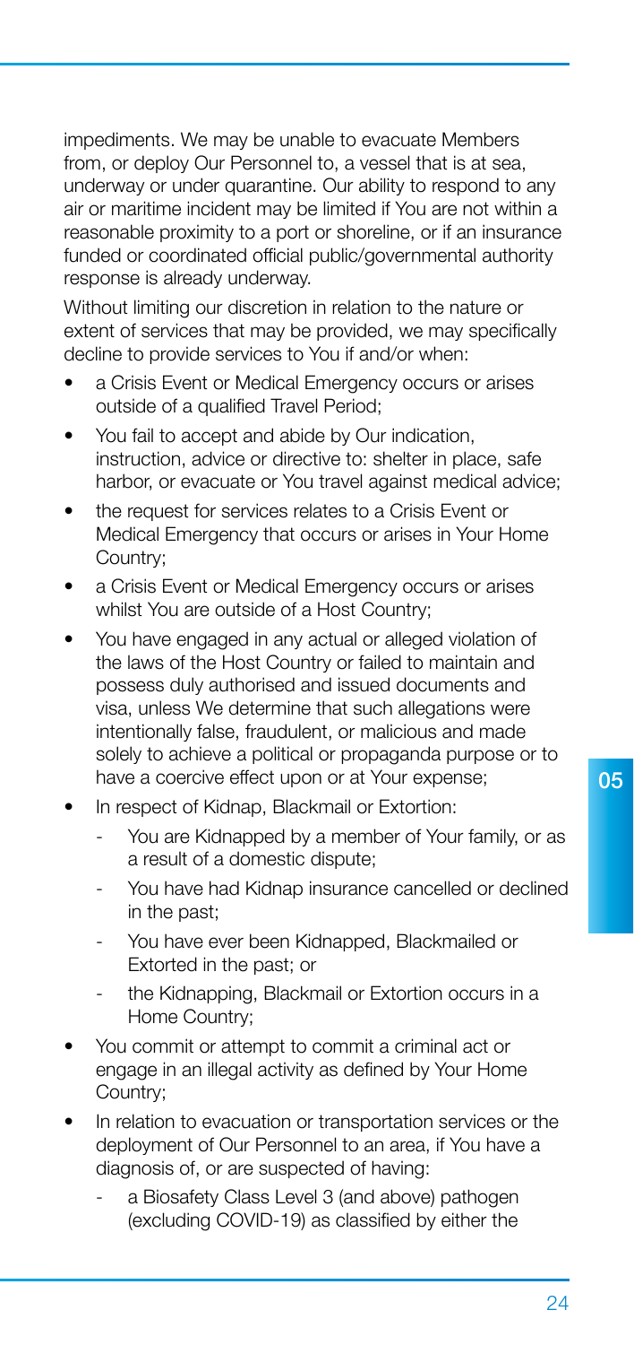impediments. We may be unable to evacuate Members from, or deploy Our Personnel to, a vessel that is at sea, underway or under quarantine. Our ability to respond to any air or maritime incident may be limited if You are not within a reasonable proximity to a port or shoreline, or if an insurance funded or coordinated official public/governmental authority response is already underway.

Without limiting our discretion in relation to the nature or extent of services that may be provided, we may specifically decline to provide services to You if and/or when:

- a Crisis Event or Medical Emergency occurs or arises outside of a qualified Travel Period;
- You fail to accept and abide by Our indication, instruction, advice or directive to: shelter in place, safe harbor, or evacuate or You travel against medical advice;
- the request for services relates to a Crisis Event or Medical Emergency that occurs or arises in Your Home Country;
- a Crisis Event or Medical Emergency occurs or arises whilst You are outside of a Host Country;
- You have engaged in any actual or alleged violation of the laws of the Host Country or failed to maintain and possess duly authorised and issued documents and visa, unless We determine that such allegations were intentionally false, fraudulent, or malicious and made solely to achieve a political or propaganda purpose or to have a coercive effect upon or at Your expense;
- In respect of Kidnap, Blackmail or Extortion:
  - You are Kidnapped by a member of Your family, or as a result of a domestic dispute;
  - You have had Kidnap insurance cancelled or declined in the past;
  - You have ever been Kidnapped, Blackmailed or Extorted in the past; or
  - the Kidnapping, Blackmail or Extortion occurs in a Home Country;
- You commit or attempt to commit a criminal act or engage in an illegal activity as defined by Your Home Country;
- In relation to evacuation or transportation services or the deployment of Our Personnel to an area, if You have a diagnosis of, or are suspected of having:
  - a Biosafety Class Level 3 (and above) pathogen (excluding COVID-19) as classified by either the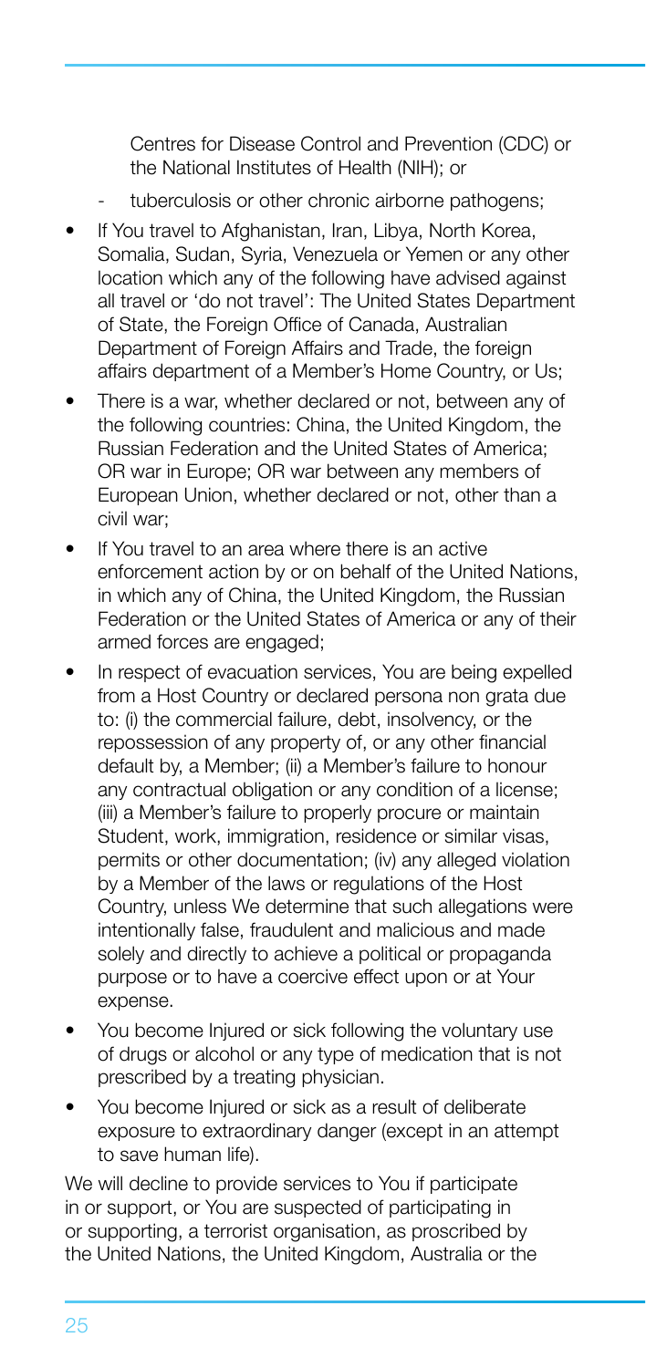Centres for Disease Control and Prevention (CDC) or the National Institutes of Health (NIH); or

- tuberculosis or other chronic airborne pathogens;

- If You travel to Afghanistan, Iran, Libya, North Korea, Somalia, Sudan, Syria, Venezuela or Yemen or any other location which any of the following have advised against all travel or 'do not travel': The United States Department of State, the Foreign Office of Canada, Australian Department of Foreign Affairs and Trade, the foreign affairs department of a Member's Home Country, or Us;
- There is a war, whether declared or not, between any of the following countries: China, the United Kingdom, the Russian Federation and the United States of America; OR war in Europe; OR war between any members of European Union, whether declared or not, other than a civil war;
- If You travel to an area where there is an active enforcement action by or on behalf of the United Nations, in which any of China, the United Kingdom, the Russian Federation or the United States of America or any of their armed forces are engaged;
- In respect of evacuation services, You are being expelled from a Host Country or declared persona non grata due to: (i) the commercial failure, debt, insolvency, or the repossession of any property of, or any other financial default by, a Member; (ii) a Member's failure to honour any contractual obligation or any condition of a license; (iii) a Member's failure to properly procure or maintain Student, work, immigration, residence or similar visas, permits or other documentation; (iv) any alleged violation by a Member of the laws or regulations of the Host Country, unless We determine that such allegations were intentionally false, fraudulent and malicious and made solely and directly to achieve a political or propaganda purpose or to have a coercive effect upon or at Your expense.
- You become Injured or sick following the voluntary use of drugs or alcohol or any type of medication that is not prescribed by a treating physician.
- You become Injured or sick as a result of deliberate exposure to extraordinary danger (except in an attempt to save human life).

We will decline to provide services to You if participate in or support, or You are suspected of participating in or supporting, a terrorist organisation, as proscribed by the United Nations, the United Kingdom, Australia or the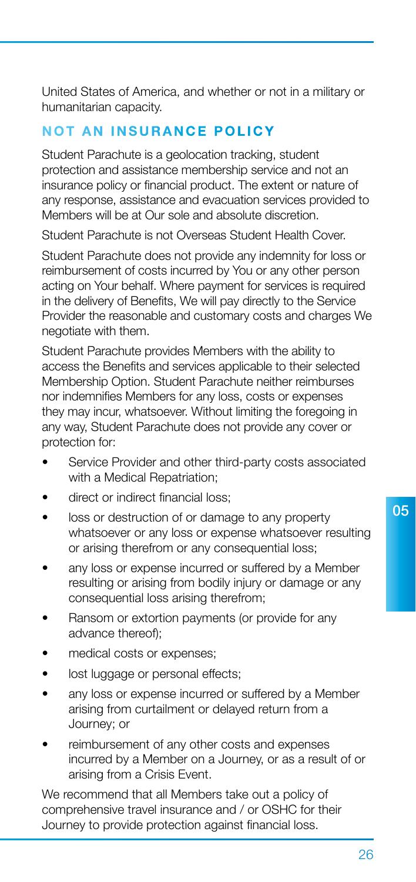United States of America, and whether or not in a military or humanitarian capacity.

## NOT AN INSURANCE POLICY

Student Parachute is a geolocation tracking, student protection and assistance membership service and not an insurance policy or financial product. The extent or nature of any response, assistance and evacuation services provided to Members will be at Our sole and absolute discretion.

Student Parachute is not Overseas Student Health Cover.

Student Parachute does not provide any indemnity for loss or reimbursement of costs incurred by You or any other person acting on Your behalf. Where payment for services is required in the delivery of Benefits, We will pay directly to the Service Provider the reasonable and customary costs and charges We negotiate with them.

Student Parachute provides Members with the ability to access the Benefits and services applicable to their selected Membership Option. Student Parachute neither reimburses nor indemnifies Members for any loss, costs or expenses they may incur, whatsoever. Without limiting the foregoing in any way, Student Parachute does not provide any cover or protection for:

- Service Provider and other third-party costs associated with a Medical Repatriation;
- direct or indirect financial loss;
- loss or destruction of or damage to any property whatsoever or any loss or expense whatsoever resulting or arising therefrom or any consequential loss;
- any loss or expense incurred or suffered by a Member resulting or arising from bodily injury or damage or any consequential loss arising therefrom;
- Ransom or extortion payments (or provide for any advance thereof);
- medical costs or expenses;
- lost luggage or personal effects;
- any loss or expense incurred or suffered by a Member arising from curtailment or delayed return from a Journey; or
- reimbursement of any other costs and expenses incurred by a Member on a Journey, or as a result of or arising from a Crisis Event.

We recommend that all Members take out a policy of comprehensive travel insurance and / or OSHC for their Journey to provide protection against financial loss.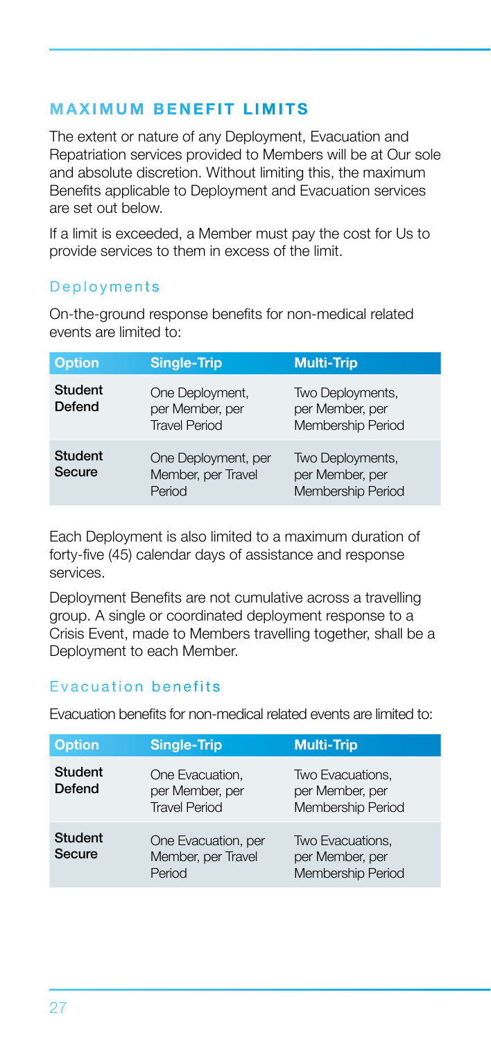## MAXIMUM BENEFIT LIMITS

The extent or nature of any Deployment, Evacuation and Repatriation services provided to Members will be at Our sole and absolute discretion. Without limiting this, the maximum Benefits applicable to Deployment and Evacuation services are set out below.

If a limit is exceeded, a Member must pay the cost for Us to provide services to them in excess of the limit.

### Deployments

On-the-ground response benefits for non-medical related events are limited to:

| Option | Single-Trip | Multi-Trip |
| --- | --- | --- |
| **Student Defend** | One Deployment, per Member, per Travel Period | Two Deployments, per Member, per Membership Period |
| **Student Secure** | One Deployment, per Member, per Travel Period | Two Deployments, per Member, per Membership Period |

Each Deployment is also limited to a maximum duration of forty-five (45) calendar days of assistance and response services.

Deployment Benefits are not cumulative across a travelling group. A single or coordinated deployment response to a Crisis Event, made to Members travelling together, shall be a Deployment to each Member.

### Evacuation benefits

Evacuation benefits for non-medical related events are limited to:

| Option | Single-Trip | Multi-Trip |
| --- | --- | --- |
| **Student Defend** | One Evacuation, per Member, per Travel Period | Two Evacuations, per Member, per Membership Period |
| **Student Secure** | One Evacuation, per Member, per Travel Period | Two Evacuations, per Member, per Membership Period |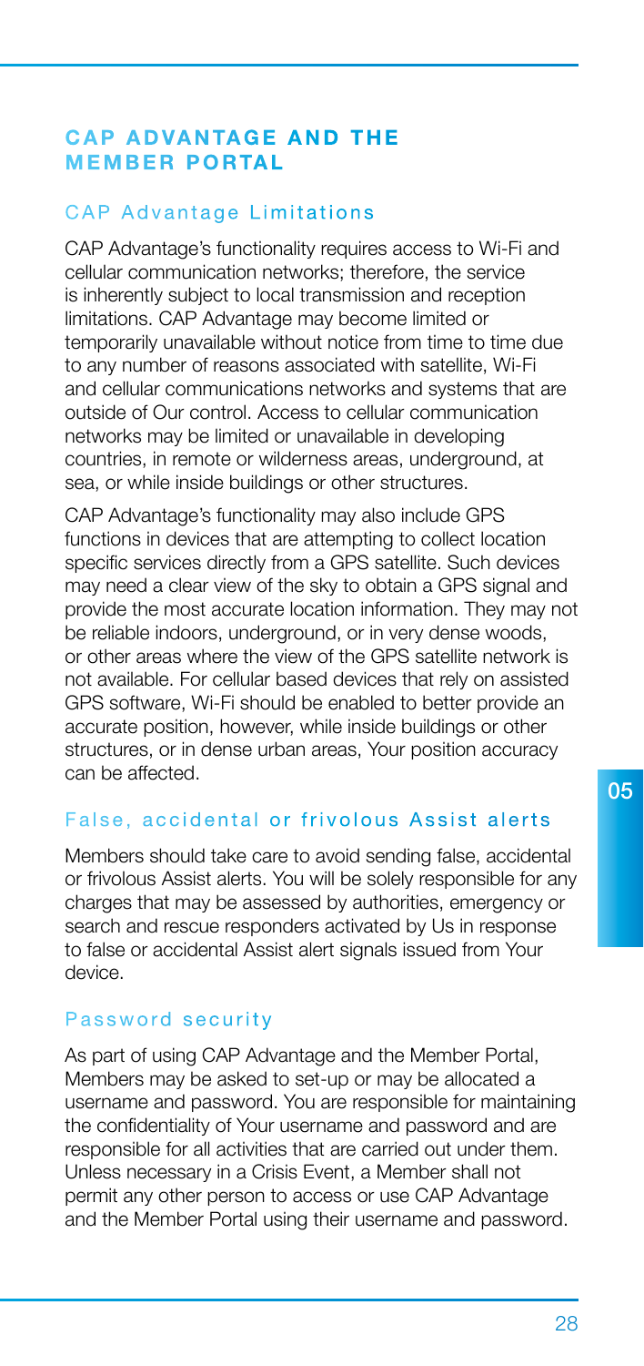## CAP ADVANTAGE AND THE MEMBER PORTAL

### CAP Advantage Limitations

CAP Advantage's functionality requires access to Wi-Fi and cellular communication networks; therefore, the service is inherently subject to local transmission and reception limitations. CAP Advantage may become limited or temporarily unavailable without notice from time to time due to any number of reasons associated with satellite, Wi-Fi and cellular communications networks and systems that are outside of Our control. Access to cellular communication networks may be limited or unavailable in developing countries, in remote or wilderness areas, underground, at sea, or while inside buildings or other structures.

CAP Advantage's functionality may also include GPS functions in devices that are attempting to collect location specific services directly from a GPS satellite. Such devices may need a clear view of the sky to obtain a GPS signal and provide the most accurate location information. They may not be reliable indoors, underground, or in very dense woods, or other areas where the view of the GPS satellite network is not available. For cellular based devices that rely on assisted GPS software, Wi-Fi should be enabled to better provide an accurate position, however, while inside buildings or other structures, or in dense urban areas, Your position accuracy can be affected.

### False, accidental or frivolous Assist alerts

Members should take care to avoid sending false, accidental or frivolous Assist alerts. You will be solely responsible for any charges that may be assessed by authorities, emergency or search and rescue responders activated by Us in response to false or accidental Assist alert signals issued from Your device.

### Password security

As part of using CAP Advantage and the Member Portal, Members may be asked to set-up or may be allocated a username and password. You are responsible for maintaining the confidentiality of Your username and password and are responsible for all activities that are carried out under them. Unless necessary in a Crisis Event, a Member shall not permit any other person to access or use CAP Advantage and the Member Portal using their username and password.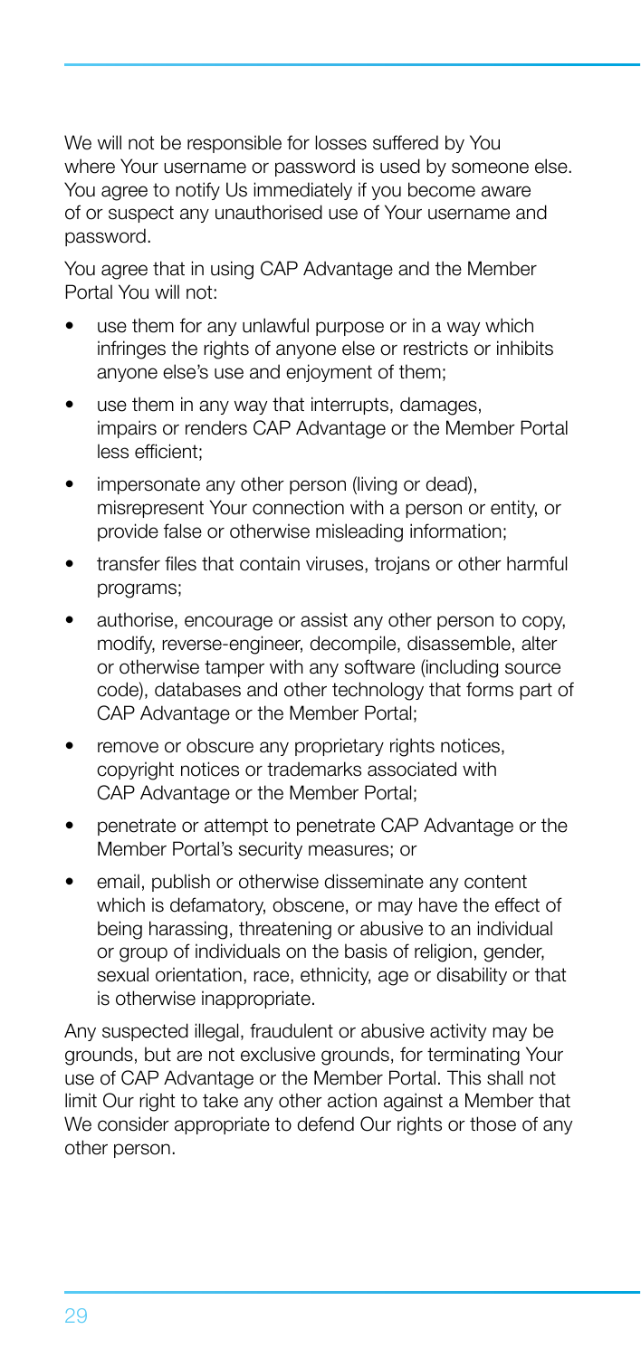We will not be responsible for losses suffered by You where Your username or password is used by someone else. You agree to notify Us immediately if you become aware of or suspect any unauthorised use of Your username and password.

You agree that in using CAP Advantage and the Member Portal You will not:

- use them for any unlawful purpose or in a way which infringes the rights of anyone else or restricts or inhibits anyone else's use and enjoyment of them;
- use them in any way that interrupts, damages, impairs or renders CAP Advantage or the Member Portal less efficient;
- impersonate any other person (living or dead), misrepresent Your connection with a person or entity, or provide false or otherwise misleading information;
- transfer files that contain viruses, trojans or other harmful programs;
- authorise, encourage or assist any other person to copy, modify, reverse-engineer, decompile, disassemble, alter or otherwise tamper with any software (including source code), databases and other technology that forms part of CAP Advantage or the Member Portal;
- remove or obscure any proprietary rights notices, copyright notices or trademarks associated with CAP Advantage or the Member Portal;
- penetrate or attempt to penetrate CAP Advantage or the Member Portal's security measures; or
- email, publish or otherwise disseminate any content which is defamatory, obscene, or may have the effect of being harassing, threatening or abusive to an individual or group of individuals on the basis of religion, gender, sexual orientation, race, ethnicity, age or disability or that is otherwise inappropriate.

Any suspected illegal, fraudulent or abusive activity may be grounds, but are not exclusive grounds, for terminating Your use of CAP Advantage or the Member Portal. This shall not limit Our right to take any other action against a Member that We consider appropriate to defend Our rights or those of any other person.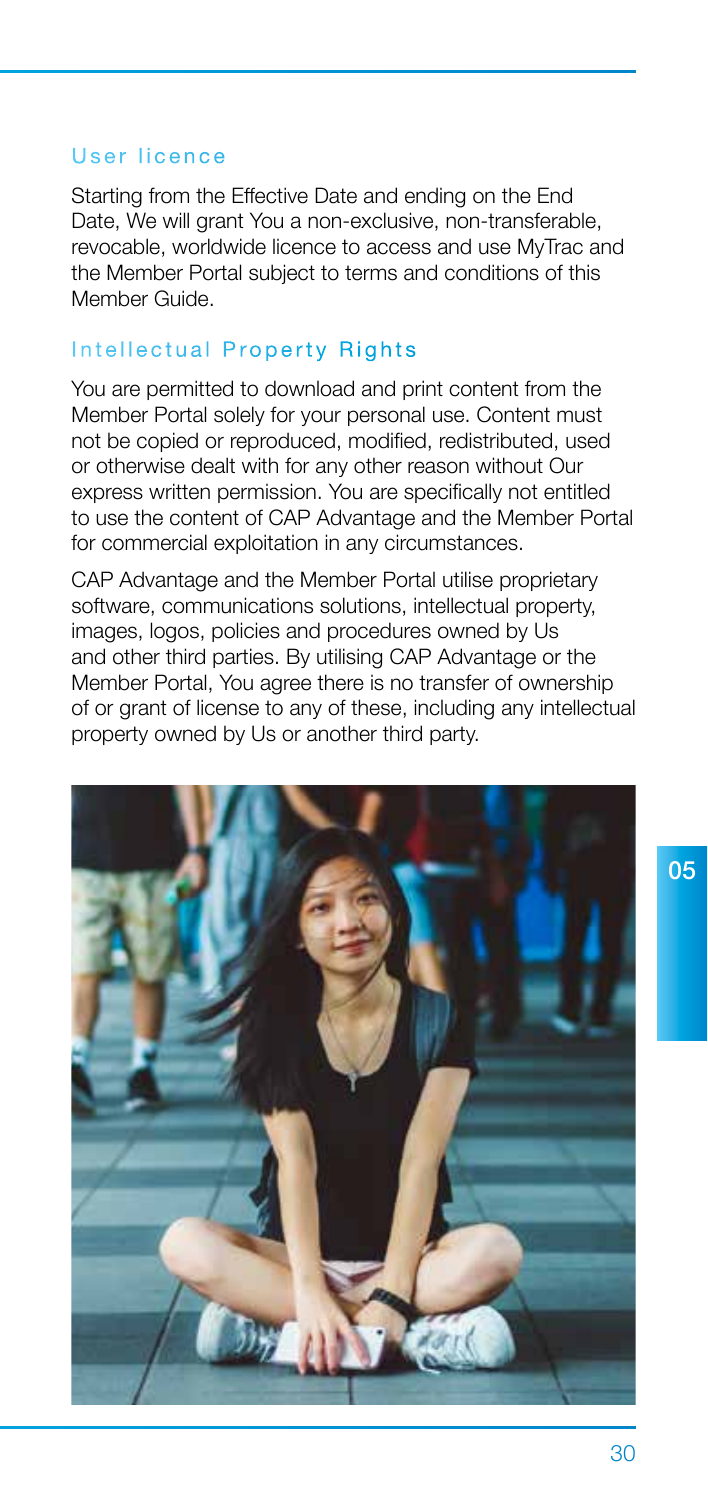## User licence

Starting from the Effective Date and ending on the End Date, We will grant You a non-exclusive, non-transferable, revocable, worldwide licence to access and use MyTrac and the Member Portal subject to terms and conditions of this Member Guide.

## Intellectual Property Rights

You are permitted to download and print content from the Member Portal solely for your personal use. Content must not be copied or reproduced, modified, redistributed, used or otherwise dealt with for any other reason without Our express written permission. You are specifically not entitled to use the content of CAP Advantage and the Member Portal for commercial exploitation in any circumstances.

CAP Advantage and the Member Portal utilise proprietary software, communications solutions, intellectual property, images, logos, policies and procedures owned by Us and other third parties. By utilising CAP Advantage or the Member Portal, You agree there is no transfer of ownership of or grant of license to any of these, including any intellectual property owned by Us or another third party.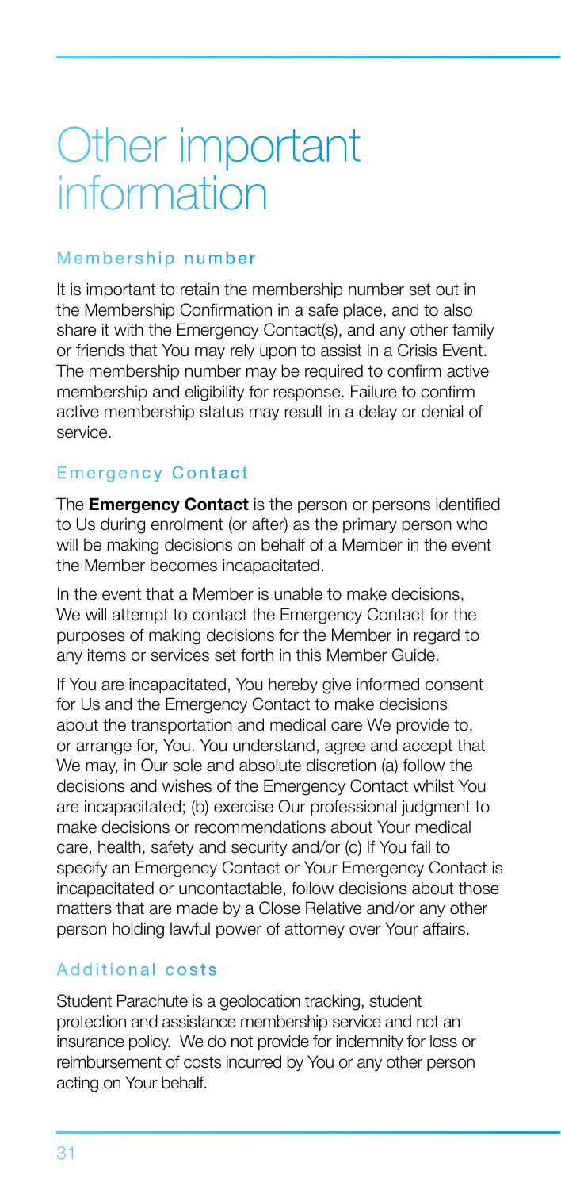# Other important information

## Membership number

It is important to retain the membership number set out in the Membership Confirmation in a safe place, and to also share it with the Emergency Contact(s), and any other family or friends that You may rely upon to assist in a Crisis Event. The membership number may be required to confirm active membership and eligibility for response. Failure to confirm active membership status may result in a delay or denial of service.

## Emergency Contact

The **Emergency Contact** is the person or persons identified to Us during enrolment (or after) as the primary person who will be making decisions on behalf of a Member in the event the Member becomes incapacitated.

In the event that a Member is unable to make decisions, We will attempt to contact the Emergency Contact for the purposes of making decisions for the Member in regard to any items or services set forth in this Member Guide.

If You are incapacitated, You hereby give informed consent for Us and the Emergency Contact to make decisions about the transportation and medical care We provide to, or arrange for, You. You understand, agree and accept that We may, in Our sole and absolute discretion (a) follow the decisions and wishes of the Emergency Contact whilst You are incapacitated; (b) exercise Our professional judgment to make decisions or recommendations about Your medical care, health, safety and security and/or (c) If You fail to specify an Emergency Contact or Your Emergency Contact is incapacitated or uncontactable, follow decisions about those matters that are made by a Close Relative and/or any other person holding lawful power of attorney over Your affairs.

## Additional costs

Student Parachute is a geolocation tracking, student protection and assistance membership service and not an insurance policy. We do not provide for indemnity for loss or reimbursement of costs incurred by You or any other person acting on Your behalf.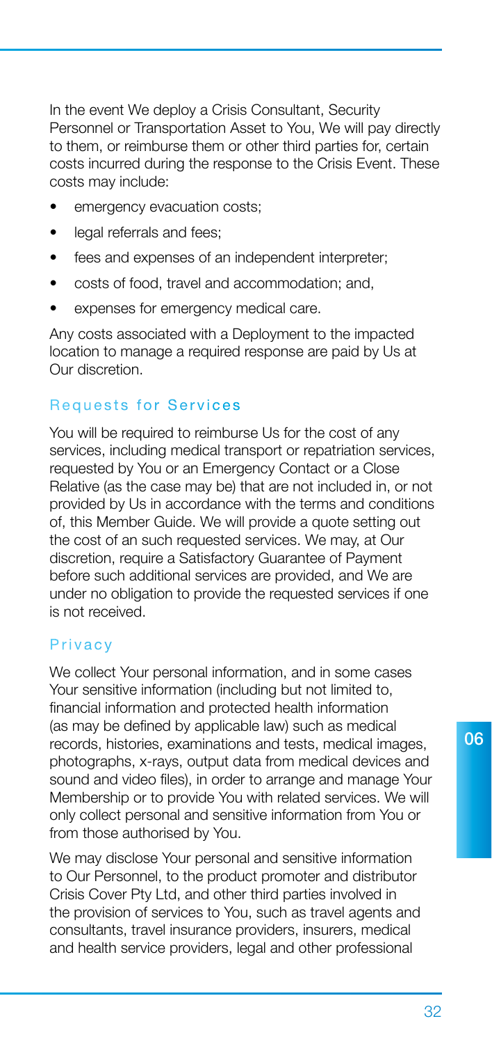In the event We deploy a Crisis Consultant, Security Personnel or Transportation Asset to You, We will pay directly to them, or reimburse them or other third parties for, certain costs incurred during the response to the Crisis Event. These costs may include:

- emergency evacuation costs;
- legal referrals and fees;
- fees and expenses of an independent interpreter;
- costs of food, travel and accommodation; and,
- expenses for emergency medical care.

Any costs associated with a Deployment to the impacted location to manage a required response are paid by Us at Our discretion.

## Requests for Services

You will be required to reimburse Us for the cost of any services, including medical transport or repatriation services, requested by You or an Emergency Contact or a Close Relative (as the case may be) that are not included in, or not provided by Us in accordance with the terms and conditions of, this Member Guide. We will provide a quote setting out the cost of an such requested services. We may, at Our discretion, require a Satisfactory Guarantee of Payment before such additional services are provided, and We are under no obligation to provide the requested services if one is not received.

## Privacy

We collect Your personal information, and in some cases Your sensitive information (including but not limited to, financial information and protected health information (as may be defined by applicable law) such as medical records, histories, examinations and tests, medical images, photographs, x-rays, output data from medical devices and sound and video files), in order to arrange and manage Your Membership or to provide You with related services. We will only collect personal and sensitive information from You or from those authorised by You.

We may disclose Your personal and sensitive information to Our Personnel, to the product promoter and distributor Crisis Cover Pty Ltd, and other third parties involved in the provision of services to You, such as travel agents and consultants, travel insurance providers, insurers, medical and health service providers, legal and other professional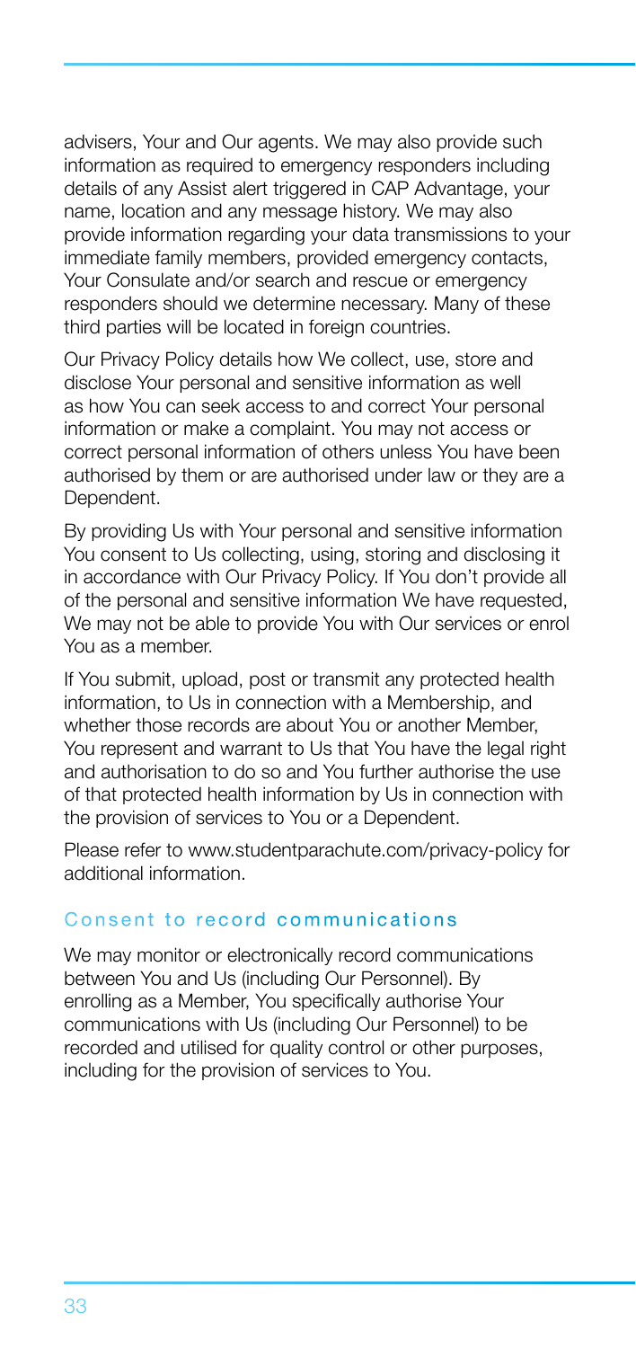advisers, Your and Our agents. We may also provide such information as required to emergency responders including details of any Assist alert triggered in CAP Advantage, your name, location and any message history. We may also provide information regarding your data transmissions to your immediate family members, provided emergency contacts, Your Consulate and/or search and rescue or emergency responders should we determine necessary. Many of these third parties will be located in foreign countries.

Our Privacy Policy details how We collect, use, store and disclose Your personal and sensitive information as well as how You can seek access to and correct Your personal information or make a complaint. You may not access or correct personal information of others unless You have been authorised by them or are authorised under law or they are a Dependent.

By providing Us with Your personal and sensitive information You consent to Us collecting, using, storing and disclosing it in accordance with Our Privacy Policy. If You don't provide all of the personal and sensitive information We have requested, We may not be able to provide You with Our services or enrol You as a member.

If You submit, upload, post or transmit any protected health information, to Us in connection with a Membership, and whether those records are about You or another Member, You represent and warrant to Us that You have the legal right and authorisation to do so and You further authorise the use of that protected health information by Us in connection with the provision of services to You or a Dependent.

Please refer to www.studentparachute.com/privacy-policy for additional information.

## Consent to record communications

We may monitor or electronically record communications between You and Us (including Our Personnel). By enrolling as a Member, You specifically authorise Your communications with Us (including Our Personnel) to be recorded and utilised for quality control or other purposes, including for the provision of services to You.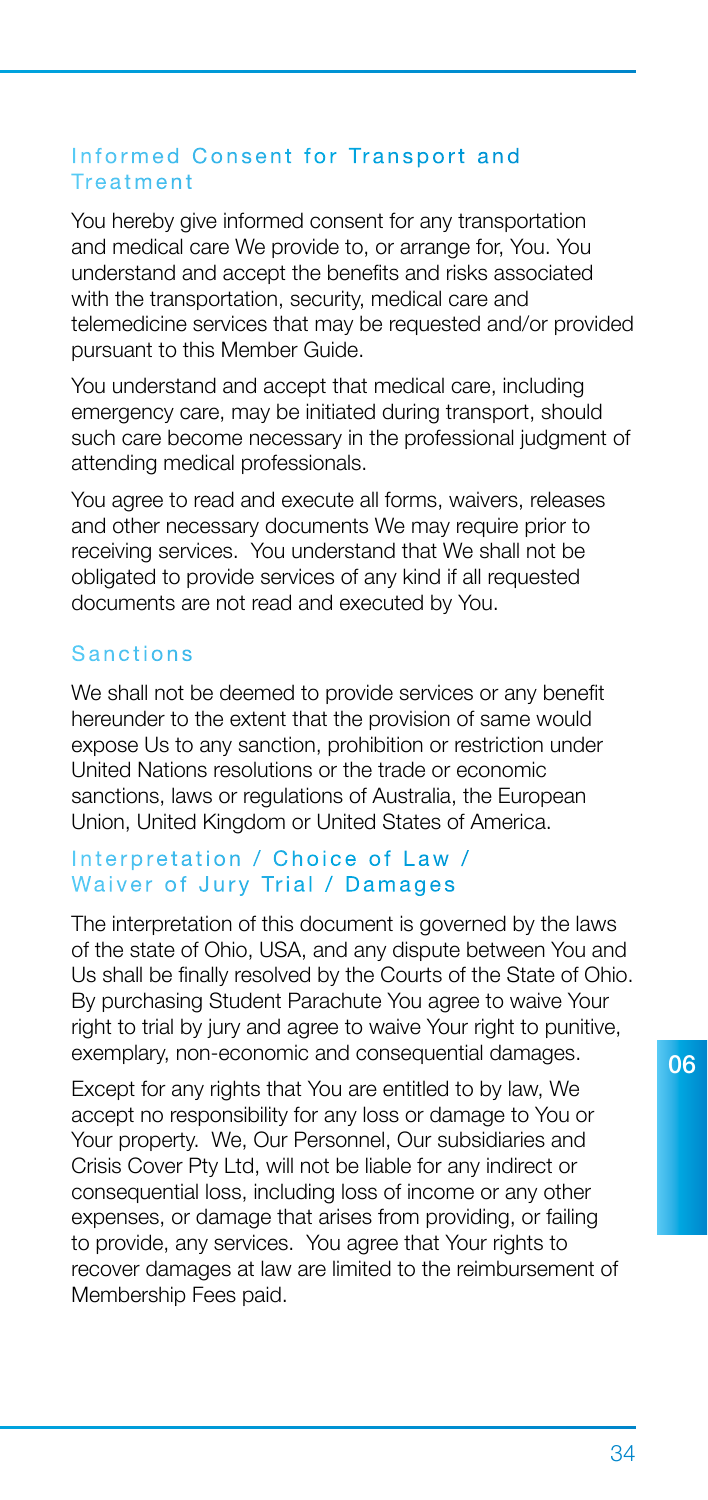### Informed Consent for Transport and Treatment

You hereby give informed consent for any transportation and medical care We provide to, or arrange for, You. You understand and accept the benefits and risks associated with the transportation, security, medical care and telemedicine services that may be requested and/or provided pursuant to this Member Guide.

You understand and accept that medical care, including emergency care, may be initiated during transport, should such care become necessary in the professional judgment of attending medical professionals.

You agree to read and execute all forms, waivers, releases and other necessary documents We may require prior to receiving services. You understand that We shall not be obligated to provide services of any kind if all requested documents are not read and executed by You.

### Sanctions

We shall not be deemed to provide services or any benefit hereunder to the extent that the provision of same would expose Us to any sanction, prohibition or restriction under United Nations resolutions or the trade or economic sanctions, laws or regulations of Australia, the European Union, United Kingdom or United States of America.

### Interpretation / Choice of Law / Waiver of Jury Trial / Damages

The interpretation of this document is governed by the laws of the state of Ohio, USA, and any dispute between You and Us shall be finally resolved by the Courts of the State of Ohio. By purchasing Student Parachute You agree to waive Your right to trial by jury and agree to waive Your right to punitive, exemplary, non-economic and consequential damages.

Except for any rights that You are entitled to by law, We accept no responsibility for any loss or damage to You or Your property. We, Our Personnel, Our subsidiaries and Crisis Cover Pty Ltd, will not be liable for any indirect or consequential loss, including loss of income or any other expenses, or damage that arises from providing, or failing to provide, any services. You agree that Your rights to recover damages at law are limited to the reimbursement of Membership Fees paid.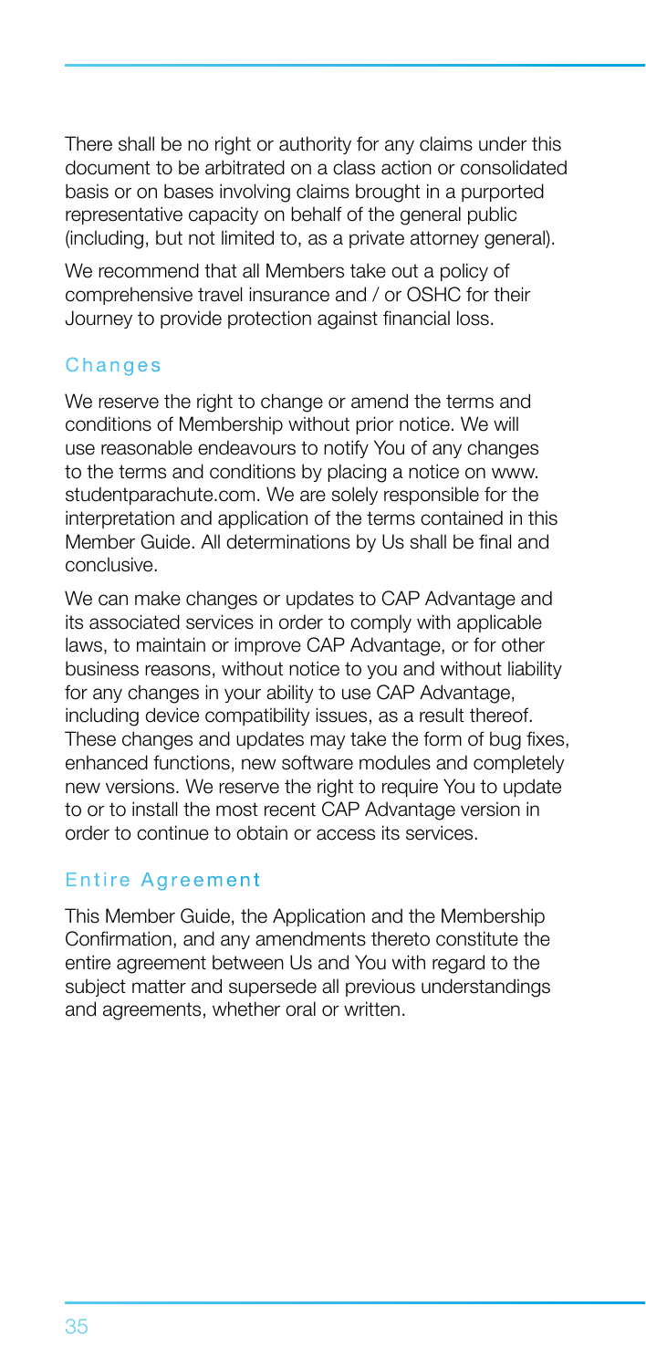There shall be no right or authority for any claims under this document to be arbitrated on a class action or consolidated basis or on bases involving claims brought in a purported representative capacity on behalf of the general public (including, but not limited to, as a private attorney general).

We recommend that all Members take out a policy of comprehensive travel insurance and / or OSHC for their Journey to provide protection against financial loss.

## Changes

We reserve the right to change or amend the terms and conditions of Membership without prior notice. We will use reasonable endeavours to notify You of any changes to the terms and conditions by placing a notice on www.studentparachute.com. We are solely responsible for the interpretation and application of the terms contained in this Member Guide. All determinations by Us shall be final and conclusive.

We can make changes or updates to CAP Advantage and its associated services in order to comply with applicable laws, to maintain or improve CAP Advantage, or for other business reasons, without notice to you and without liability for any changes in your ability to use CAP Advantage, including device compatibility issues, as a result thereof. These changes and updates may take the form of bug fixes, enhanced functions, new software modules and completely new versions. We reserve the right to require You to update to or to install the most recent CAP Advantage version in order to continue to obtain or access its services.

## Entire Agreement

This Member Guide, the Application and the Membership Confirmation, and any amendments thereto constitute the entire agreement between Us and You with regard to the subject matter and supersede all previous understandings and agreements, whether oral or written.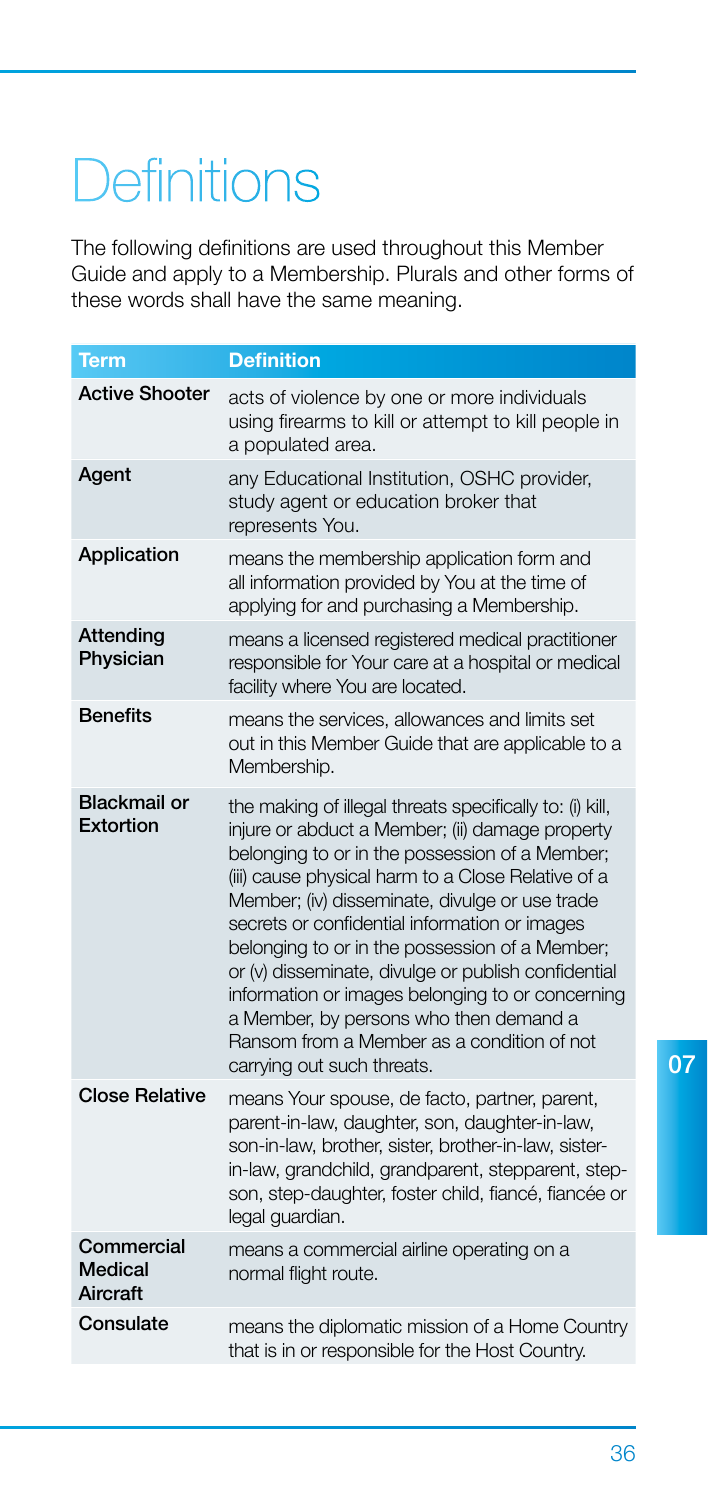# Definitions

The following definitions are used throughout this Member Guide and apply to a Membership. Plurals and other forms of these words shall have the same meaning.

| Term | Definition |
| --- | --- |
| **Active Shooter** | acts of violence by one or more individuals using firearms to kill or attempt to kill people in a populated area. |
| **Agent** | any Educational Institution, OSHC provider, study agent or education broker that represents You. |
| **Application** | means the membership application form and all information provided by You at the time of applying for and purchasing a Membership. |
| **Attending Physician** | means a licensed registered medical practitioner responsible for Your care at a hospital or medical facility where You are located. |
| **Benefits** | means the services, allowances and limits set out in this Member Guide that are applicable to a Membership. |
| **Blackmail or Extortion** | the making of illegal threats specifically to: (i) kill, injure or abduct a Member; (ii) damage property belonging to or in the possession of a Member; (iii) cause physical harm to a Close Relative of a Member; (iv) disseminate, divulge or use trade secrets or confidential information or images belonging to or in the possession of a Member; or (v) disseminate, divulge or publish confidential information or images belonging to or concerning a Member, by persons who then demand a Ransom from a Member as a condition of not carrying out such threats. |
| **Close Relative** | means Your spouse, de facto, partner, parent, parent-in-law, daughter, son, daughter-in-law, son-in-law, brother, sister, brother-in-law, sister-in-law, grandchild, grandparent, stepparent, step-son, step-daughter, foster child, fiancé, fiancée or legal guardian. |
| **Commercial Medical Aircraft** | means a commercial airline operating on a normal flight route. |
| **Consulate** | means the diplomatic mission of a Home Country that is in or responsible for the Host Country. |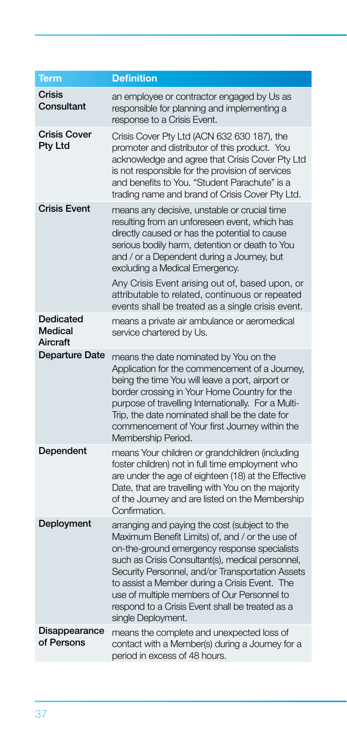| Term | Definition |
| --- | --- |
| **Crisis Consultant** | an employee or contractor engaged by Us as responsible for planning and implementing a response to a Crisis Event. |
| **Crisis Cover Pty Ltd** | Crisis Cover Pty Ltd (ACN 632 630 187), the promoter and distributor of this product. You acknowledge and agree that Crisis Cover Pty Ltd is not responsible for the provision of services and benefits to You. "Student Parachute" is a trading name and brand of Crisis Cover Pty Ltd. |
| **Crisis Event** | means any decisive, unstable or crucial time resulting from an unforeseen event, which has directly caused or has the potential to cause serious bodily harm, detention or death to You and / or a Dependent during a Journey, but excluding a Medical Emergency.<br><br>Any Crisis Event arising out of, based upon, or attributable to related, continuous or repeated events shall be treated as a single crisis event. |
| **Dedicated Medical Aircraft** | means a private air ambulance or aeromedical service chartered by Us. |
| **Departure Date** | means the date nominated by You on the Application for the commencement of a Journey, being the time You will leave a port, airport or border crossing in Your Home Country for the purpose of travelling Internationally. For a Multi-Trip, the date nominated shall be the date for commencement of Your first Journey within the Membership Period. |
| **Dependent** | means Your children or grandchildren (including foster children) not in full time employment who are under the age of eighteen (18) at the Effective Date, that are travelling with You on the majority of the Journey and are listed on the Membership Confirmation. |
| **Deployment** | arranging and paying the cost (subject to the Maximum Benefit Limits) of, and / or the use of on-the-ground emergency response specialists such as Crisis Consultant(s), medical personnel, Security Personnel, and/or Transportation Assets to assist a Member during a Crisis Event. The use of multiple members of Our Personnel to respond to a Crisis Event shall be treated as a single Deployment. |
| **Disappearance of Persons** | means the complete and unexpected loss of contact with a Member(s) during a Journey for a period in excess of 48 hours. |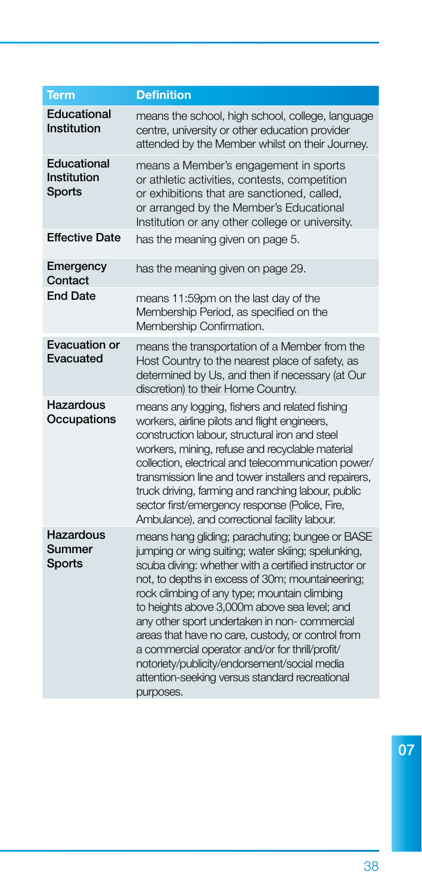| Term | Definition |
|---|---|
| **Educational Institution** | means the school, high school, college, language centre, university or other education provider attended by the Member whilst on their Journey. |
| **Educational Institution Sports** | means a Member's engagement in sports or athletic activities, contests, competition or exhibitions that are sanctioned, called, or arranged by the Member's Educational Institution or any other college or university. |
| **Effective Date** | has the meaning given on page 5. |
| **Emergency Contact** | has the meaning given on page 29. |
| **End Date** | means 11:59pm on the last day of the Membership Period, as specified on the Membership Confirmation. |
| **Evacuation or Evacuated** | means the transportation of a Member from the Host Country to the nearest place of safety, as determined by Us, and then if necessary (at Our discretion) to their Home Country. |
| **Hazardous Occupations** | means any logging, fishers and related fishing workers, airline pilots and flight engineers, construction labour, structural iron and steel workers, mining, refuse and recyclable material collection, electrical and telecommunication power/transmission line and tower installers and repairers, truck driving, farming and ranching labour, public sector first/emergency response (Police, Fire, Ambulance), and correctional facility labour. |
| **Hazardous Summer Sports** | means hang gliding; parachuting; bungee or BASE jumping or wing suiting; water skiing; spelunking, scuba diving: whether with a certified instructor or not, to depths in excess of 30m; mountaineering; rock climbing of any type; mountain climbing to heights above 3,000m above sea level; and any other sport undertaken in non- commercial areas that have no care, custody, or control from a commercial operator and/or for thrill/profit/notoriety/publicity/endorsement/social media attention-seeking versus standard recreational purposes. |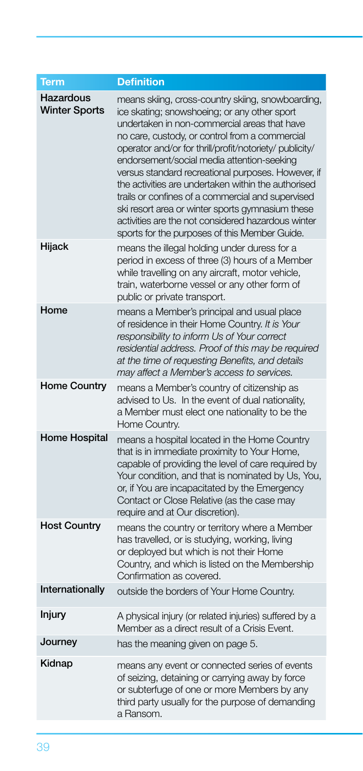| Term | Definition |
|---|---|
| **Hazardous Winter Sports** | means skiing, cross-country skiing, snowboarding, ice skating; snowshoeing; or any other sport undertaken in non-commercial areas that have no care, custody, or control from a commercial operator and/or for thrill/profit/notoriety/ publicity/ endorsement/social media attention-seeking versus standard recreational purposes. However, if the activities are undertaken within the authorised trails or confines of a commercial and supervised ski resort area or winter sports gymnasium these activities are the not considered hazardous winter sports for the purposes of this Member Guide. |
| **Hijack** | means the illegal holding under duress for a period in excess of three (3) hours of a Member while travelling on any aircraft, motor vehicle, train, waterborne vessel or any other form of public or private transport. |
| **Home** | means a Member's principal and usual place of residence in their Home Country. *It is Your responsibility to inform Us of Your correct residential address. Proof of this may be required at the time of requesting Benefits, and details may affect a Member's access to services.* |
| **Home Country** | means a Member's country of citizenship as advised to Us. In the event of dual nationality, a Member must elect one nationality to be the Home Country. |
| **Home Hospital** | means a hospital located in the Home Country that is in immediate proximity to Your Home, capable of providing the level of care required by Your condition, and that is nominated by Us, You, or, if You are incapacitated by the Emergency Contact or Close Relative (as the case may require and at Our discretion). |
| **Host Country** | means the country or territory where a Member has travelled, or is studying, working, living or deployed but which is not their Home Country, and which is listed on the Membership Confirmation as covered. |
| **Internationally** | outside the borders of Your Home Country. |
| **Injury** | A physical injury (or related injuries) suffered by a Member as a direct result of a Crisis Event. |
| **Journey** | has the meaning given on page 5. |
| **Kidnap** | means any event or connected series of events of seizing, detaining or carrying away by force or subterfuge of one or more Members by any third party usually for the purpose of demanding a Ransom. |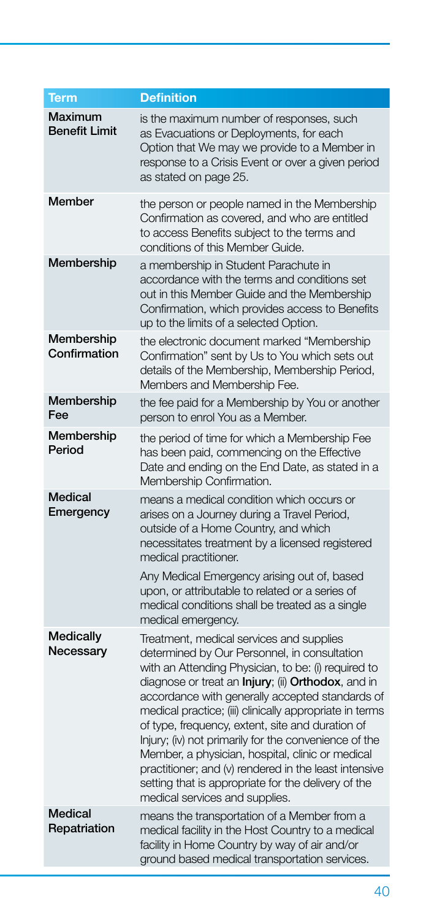| Term | Definition |
| --- | --- |
| Maximum Benefit Limit | is the maximum number of responses, such as Evacuations or Deployments, for each Option that We may we provide to a Member in response to a Crisis Event or over a given period as stated on page 25. |
| Member | the person or people named in the Membership Confirmation as covered, and who are entitled to access Benefits subject to the terms and conditions of this Member Guide. |
| Membership | a membership in Student Parachute in accordance with the terms and conditions set out in this Member Guide and the Membership Confirmation, which provides access to Benefits up to the limits of a selected Option. |
| Membership Confirmation | the electronic document marked "Membership Confirmation" sent by Us to You which sets out details of the Membership, Membership Period, Members and Membership Fee. |
| Membership Fee | the fee paid for a Membership by You or another person to enrol You as a Member. |
| Membership Period | the period of time for which a Membership Fee has been paid, commencing on the Effective Date and ending on the End Date, as stated in a Membership Confirmation. |
| Medical Emergency | means a medical condition which occurs or arises on a Journey during a Travel Period, outside of a Home Country, and which necessitates treatment by a licensed registered medical practitioner.<br><br>Any Medical Emergency arising out of, based upon, or attributable to related or a series of medical conditions shall be treated as a single medical emergency. |
| Medically Necessary | Treatment, medical services and supplies determined by Our Personnel, in consultation with an Attending Physician, to be: (i) required to diagnose or treat an **Injury**; (ii) **Orthodox**, and in accordance with generally accepted standards of medical practice; (iii) clinically appropriate in terms of type, frequency, extent, site and duration of Injury; (iv) not primarily for the convenience of the Member, a physician, hospital, clinic or medical practitioner; and (v) rendered in the least intensive setting that is appropriate for the delivery of the medical services and supplies. |
| Medical Repatriation | means the transportation of a Member from a medical facility in the Host Country to a medical facility in Home Country by way of air and/or ground based medical transportation services. |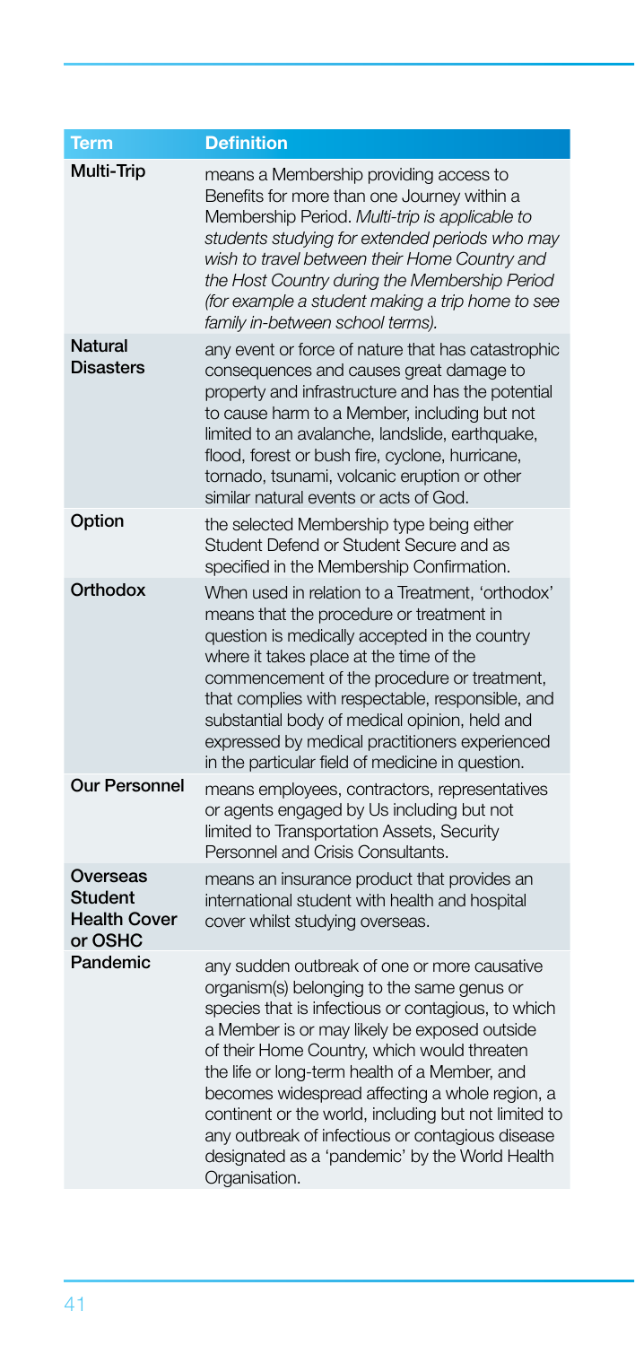| Term | Definition |
| --- | --- |
| **Multi-Trip** | means a Membership providing access to Benefits for more than one Journey within a Membership Period. *Multi-trip is applicable to students studying for extended periods who may wish to travel between their Home Country and the Host Country during the Membership Period (for example a student making a trip home to see family in-between school terms).* |
| **Natural Disasters** | any event or force of nature that has catastrophic consequences and causes great damage to property and infrastructure and has the potential to cause harm to a Member, including but not limited to an avalanche, landslide, earthquake, flood, forest or bush fire, cyclone, hurricane, tornado, tsunami, volcanic eruption or other similar natural events or acts of God. |
| **Option** | the selected Membership type being either Student Defend or Student Secure and as specified in the Membership Confirmation. |
| **Orthodox** | When used in relation to a Treatment, 'orthodox' means that the procedure or treatment in question is medically accepted in the country where it takes place at the time of the commencement of the procedure or treatment, that complies with respectable, responsible, and substantial body of medical opinion, held and expressed by medical practitioners experienced in the particular field of medicine in question. |
| **Our Personnel** | means employees, contractors, representatives or agents engaged by Us including but not limited to Transportation Assets, Security Personnel and Crisis Consultants. |
| **Overseas Student Health Cover or OSHC** | means an insurance product that provides an international student with health and hospital cover whilst studying overseas. |
| **Pandemic** | any sudden outbreak of one or more causative organism(s) belonging to the same genus or species that is infectious or contagious, to which a Member is or may likely be exposed outside of their Home Country, which would threaten the life or long-term health of a Member, and becomes widespread affecting a whole region, a continent or the world, including but not limited to any outbreak of infectious or contagious disease designated as a 'pandemic' by the World Health Organisation. |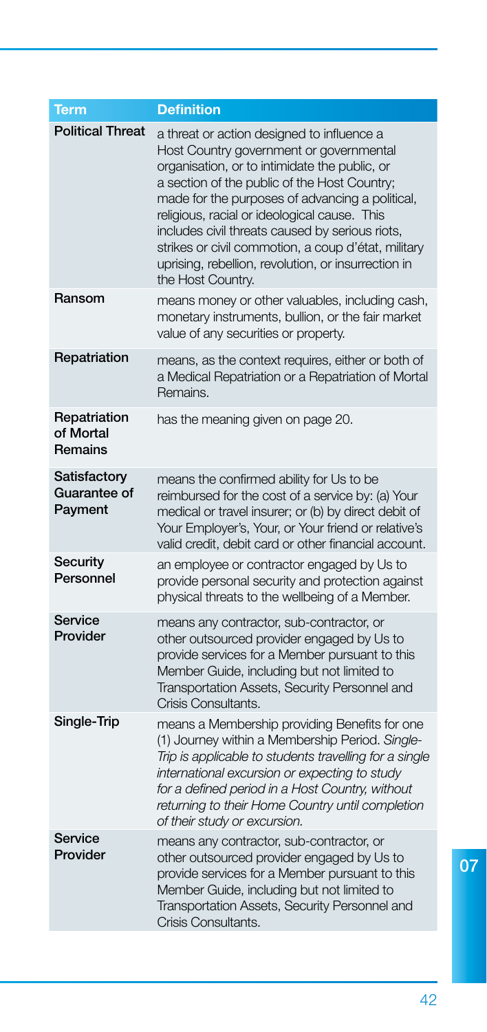| Term | Definition |
| --- | --- |
| Political Threat | a threat or action designed to influence a Host Country government or governmental organisation, or to intimidate the public, or a section of the public of the Host Country; made for the purposes of advancing a political, religious, racial or ideological cause. This includes civil threats caused by serious riots, strikes or civil commotion, a coup d'état, military uprising, rebellion, revolution, or insurrection in the Host Country. |
| Ransom | means money or other valuables, including cash, monetary instruments, bullion, or the fair market value of any securities or property. |
| Repatriation | means, as the context requires, either or both of a Medical Repatriation or a Repatriation of Mortal Remains. |
| Repatriation of Mortal Remains | has the meaning given on page 20. |
| Satisfactory Guarantee of Payment | means the confirmed ability for Us to be reimbursed for the cost of a service by: (a) Your medical or travel insurer; or (b) by direct debit of Your Employer's, Your, or Your friend or relative's valid credit, debit card or other financial account. |
| Security Personnel | an employee or contractor engaged by Us to provide personal security and protection against physical threats to the wellbeing of a Member. |
| Service Provider | means any contractor, sub-contractor, or other outsourced provider engaged by Us to provide services for a Member pursuant to this Member Guide, including but not limited to Transportation Assets, Security Personnel and Crisis Consultants. |
| Single-Trip | means a Membership providing Benefits for one (1) Journey within a Membership Period. *Single-Trip is applicable to students travelling for a single international excursion or expecting to study for a defined period in a Host Country, without returning to their Home Country until completion of their study or excursion.* |
| Service Provider | means any contractor, sub-contractor, or other outsourced provider engaged by Us to provide services for a Member pursuant to this Member Guide, including but not limited to Transportation Assets, Security Personnel and Crisis Consultants. |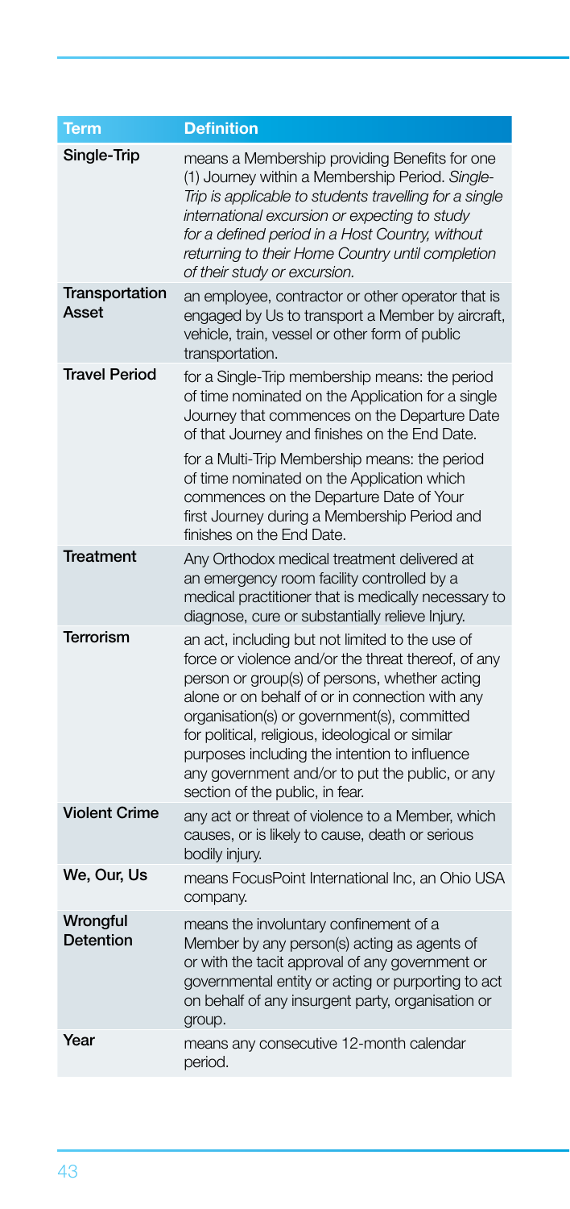| Term | Definition |
| --- | --- |
| Single-Trip | means a Membership providing Benefits for one (1) Journey within a Membership Period. *Single-Trip is applicable to students travelling for a single international excursion or expecting to study for a defined period in a Host Country, without returning to their Home Country until completion of their study or excursion.* |
| Transportation Asset | an employee, contractor or other operator that is engaged by Us to transport a Member by aircraft, vehicle, train, vessel or other form of public transportation. |
| Travel Period | for a Single-Trip membership means: the period of time nominated on the Application for a single Journey that commences on the Departure Date of that Journey and finishes on the End Date.<br><br>for a Multi-Trip Membership means: the period of time nominated on the Application which commences on the Departure Date of Your first Journey during a Membership Period and finishes on the End Date. |
| Treatment | Any Orthodox medical treatment delivered at an emergency room facility controlled by a medical practitioner that is medically necessary to diagnose, cure or substantially relieve Injury. |
| Terrorism | an act, including but not limited to the use of force or violence and/or the threat thereof, of any person or group(s) of persons, whether acting alone or on behalf of or in connection with any organisation(s) or government(s), committed for political, religious, ideological or similar purposes including the intention to influence any government and/or to put the public, or any section of the public, in fear. |
| Violent Crime | any act or threat of violence to a Member, which causes, or is likely to cause, death or serious bodily injury. |
| We, Our, Us | means FocusPoint International Inc, an Ohio USA company. |
| Wrongful Detention | means the involuntary confinement of a Member by any person(s) acting as agents of or with the tacit approval of any government or governmental entity or acting or purporting to act on behalf of any insurgent party, organisation or group. |
| Year | means any consecutive 12-month calendar period. |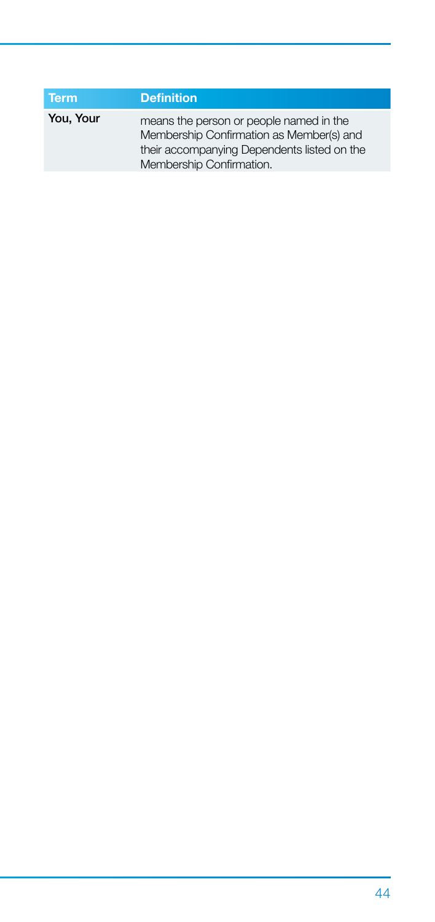| Term | Definition |
| --- | --- |
| **You, Your** | means the person or people named in the Membership Confirmation as Member(s) and their accompanying Dependents listed on the Membership Confirmation. |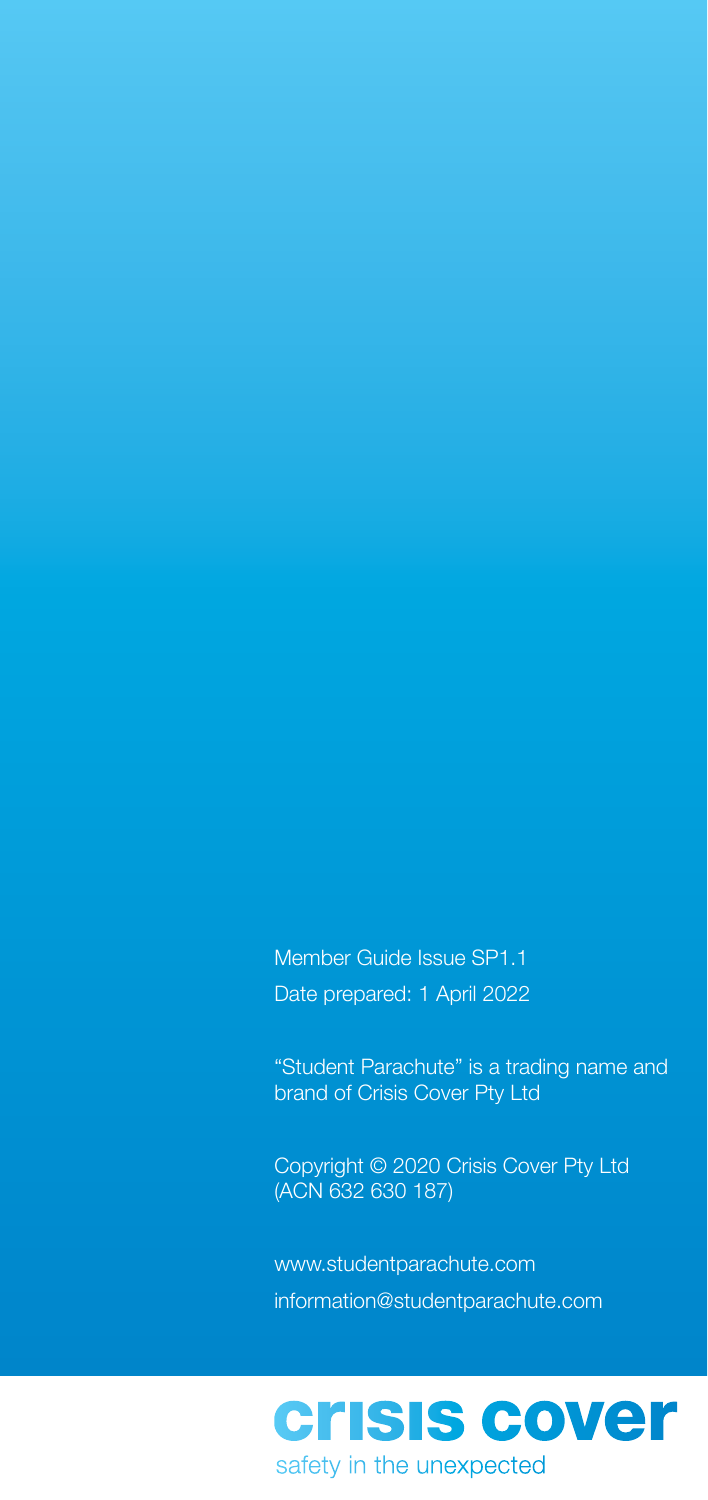Member Guide Issue SP1.1

Date prepared: 1 April 2022

"Student Parachute" is a trading name and brand of Crisis Cover Pty Ltd

Copyright © 2020 Crisis Cover Pty Ltd (ACN 632 630 187)

www.studentparachute.com

information@studentparachute.com

crisis cover

safety in the unexpected